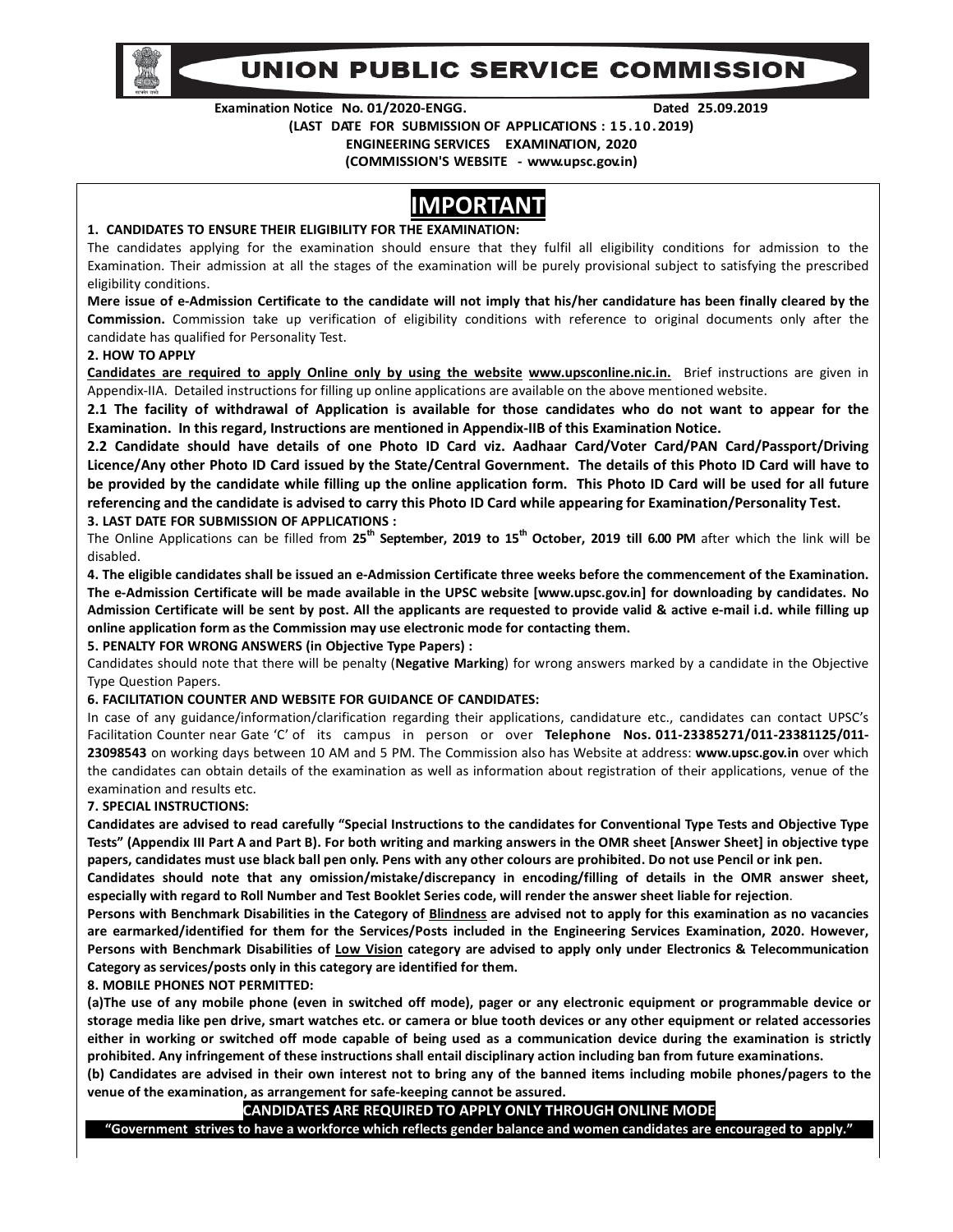# UNION PUBLIC SERVICE COMMISSION

**Examination Notice No. 01/2020-ENGG. Dated 25.09.2019**

**(LAST DATE FOR SUBMISSION OF APPLICATIONS : 15.10.2019)**

**ENGINEERING SERVICES EXAMINATION, 2020**

**(COMMISSION'S WEBSITE - www.upsc.gov.in)**

## IMPORTANT

**1. CANDIDATES TO ENSURE THEIR ELIGIBILITY FOR THE EXAMINATION:**

The candidates applying for the examination should ensure that they fulfil all eligibility conditions for admission to the Examination. Their admission at all the stages of the examination will be purely provisional subject to satisfying the prescribed eligibility conditions.

**Mere issue of e-Admission Certificate to the candidate will not imply that his/her candidature has been finally cleared by the Commission.** Commission take up verification of eligibility conditions with reference to original documents only after the candidate has qualified for Personality Test.

**2. HOW TO APPLY**

**Candidates are required to apply Online only by using the website www.upsconline.nic.in.** Brief instructions are given in Appendix-IIA. Detailed instructions for filling up online applications are available on the above mentioned website.

**2.1 The facility of withdrawal of Application is available for those candidates who do not want to appear for the Examination. In this regard, Instructions are mentioned in Appendix-IIB of this Examination Notice.**

**2.2 Candidate should have details of one Photo ID Card viz. Aadhaar Card/Voter Card/PAN Card/Passport/Driving Licence/Any other Photo ID Card issued by the State/Central Government. The details of this Photo ID Card will have to be provided by the candidate while filling up the online application form. This Photo ID Card will be used for all future referencing and the candidate is advised to carry this Photo ID Card while appearing for Examination/Personality Test.**

**3. LAST DATE FOR SUBMISSION OF APPLICATIONS :**

The Online Applications can be filled from **25th September, 2019 to 15th October, 2019 till 6.00 PM** after which the link will be disabled.

**4. The eligible candidates shall be issued an e-Admission Certificate three weeks before the commencement of the Examination. The e-Admission Certificate will be made available in the UPSC website [www.upsc.gov.in] for downloading by candidates. No Admission Certificate will be sent by post. All the applicants are requested to provide valid & active e-mail i.d. while filling up online application form as the Commission may use electronic mode for contacting them.**

**5. PENALTY FOR WRONG ANSWERS (in Objective Type Papers) :**

Candidates should note that there will be penalty (**Negative Marking**) for wrong answers marked by a candidate in the Objective Type Question Papers.

**6. FACILITATION COUNTER AND WEBSITE FOR GUIDANCE OF CANDIDATES:**

In case of any guidance/information/clarification regarding their applications, candidature etc., candidates can contact UPSC's Facilitation Counter near Gate 'C' of its campus in person or over **Telephone Nos. 011-23385271/011-23381125/011-23098543** on working days between 10 AM and 5 PM. The Commission also has Website at address: **www.upsc.gov.in** over which the candidates can obtain details of the examination as well as information about registration of their applications, venue of the examination and results etc.

**7. SPECIAL INSTRUCTIONS:**

**Candidates are advised to read carefully "Special Instructions to the candidates for Conventional Type Tests and Objective Type Tests" (Appendix III Part A and Part B). For both writing and marking answers in the OMR sheet [Answer Sheet] in objective type papers, candidates must use black ball pen only. Pens with any other colours are prohibited. Do not use Pencil or ink pen.**

**Candidates should note that any omission/mistake/discrepancy in encoding/filling of details in the OMR answer sheet, especially with regard to Roll Number and Test Booklet Series code, will render the answer sheet liable for rejection**.

**Persons with Benchmark Disabilities in the Category of Blindness are advised not to apply for this examination as no vacancies are earmarked/identified for them for the Services/Posts included in the Engineering Services Examination, 2020. However, Persons with Benchmark Disabilities of Low Vision category are advised to apply only under Electronics & Telecommunication Category as services/posts only in this category are identified for them.**

**8. MOBILE PHONES NOT PERMITTED:**

**(a)The use of any mobile phone (even in switched off mode), pager or any electronic equipment or programmable device or storage media like pen drive, smart watches etc. or camera or blue tooth devices or any other equipment or related accessories either in working or switched off mode capable of being used as a communication device during the examination is strictly prohibited. Any infringement of these instructions shall entail disciplinary action including ban from future examinations.**

**(b) Candidates are advised in their own interest not to bring any of the banned items including mobile phones/pagers to the venue of the examination, as arrangement for safe-keeping cannot be assured.**

**CANDIDATES ARE REQUIRED TO APPLY ONLY THROUGH ONLINE MODE**

**"Government strives to have a workforce which reflects gender balance and women candidates are encouraged to apply."**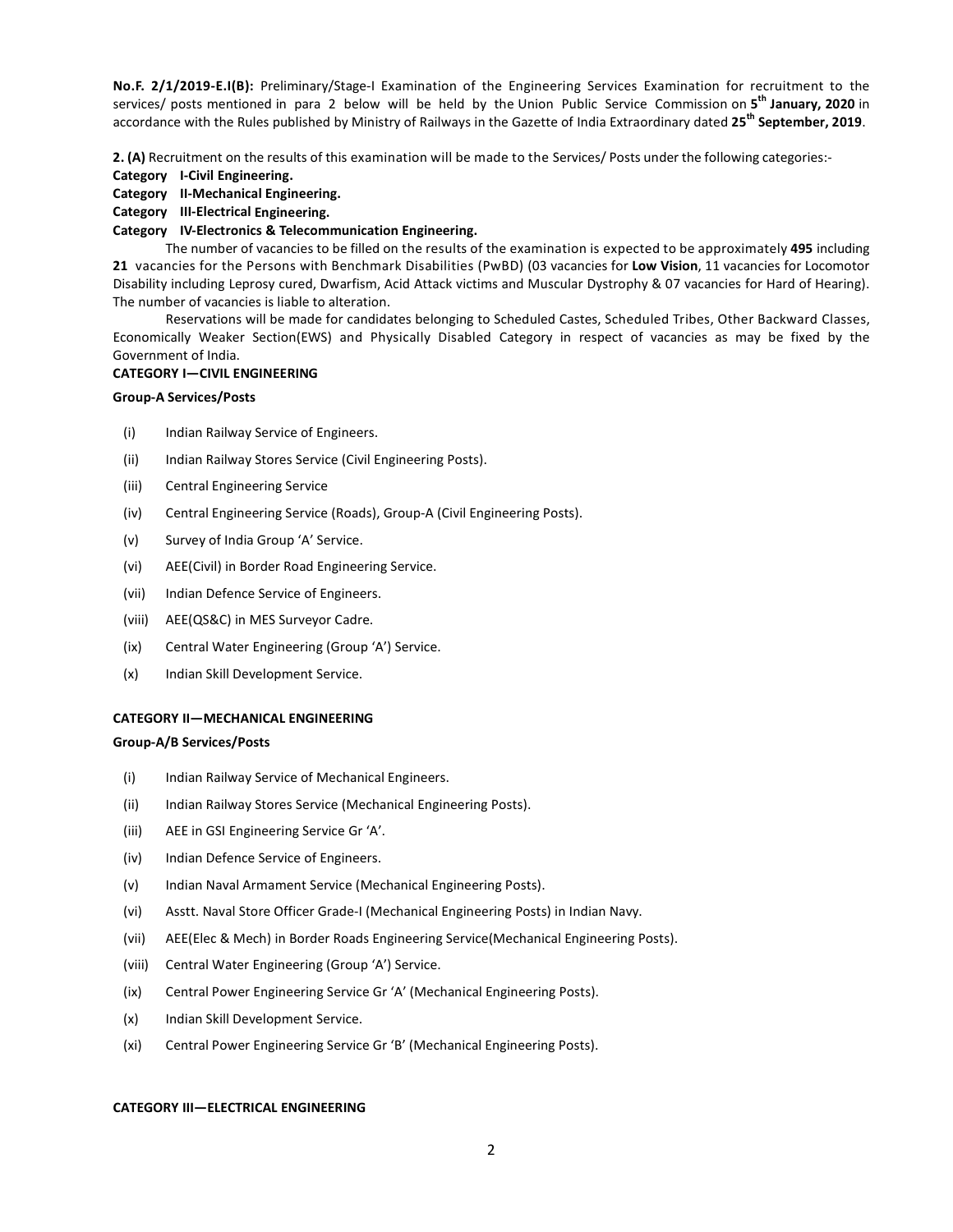**No.F. 2/1/2019-E.I(B):** Preliminary/Stage-I Examination of the Engineering Services Examination for recruitment to the services/ posts mentioned in para 2 below will be held by the Union Public Service Commission on **5th January, 2020** in accordance with the Rules published by Ministry of Railways in the Gazette of India Extraordinary dated **25th September, 2019**.

**2. (A)** Recruitment on the results of this examination will be made to the Services/ Posts under the following categories:-

**Category I-Civil Engineering.**
**Category II-Mechanical Engineering.**
**Category III-Electrical Engineering.**
**Category IV-Electronics & Telecommunication Engineering.**

The number of vacancies to be filled on the results of the examination is expected to be approximately **495** including **21** vacancies for the Persons with Benchmark Disabilities (PwBD) (03 vacancies for **Low Vision**, 11 vacancies for Locomotor Disability including Leprosy cured, Dwarfism, Acid Attack victims and Muscular Dystrophy & 07 vacancies for Hard of Hearing). The number of vacancies is liable to alteration.

Reservations will be made for candidates belonging to Scheduled Castes, Scheduled Tribes, Other Backward Classes, Economically Weaker Section(EWS) and Physically Disabled Category in respect of vacancies as may be fixed by the Government of India.

**CATEGORY I—CIVIL ENGINEERING**

**Group-A Services/Posts**

- (i) Indian Railway Service of Engineers.
- (ii) Indian Railway Stores Service (Civil Engineering Posts).
- (iii) Central Engineering Service
- (iv) Central Engineering Service (Roads), Group-A (Civil Engineering Posts).
- (v) Survey of India Group 'A' Service.
- (vi) AEE(Civil) in Border Road Engineering Service.
- (vii) Indian Defence Service of Engineers.
- (viii) AEE(QS&C) in MES Surveyor Cadre.
- (ix) Central Water Engineering (Group 'A') Service.
- (x) Indian Skill Development Service.

**CATEGORY II—MECHANICAL ENGINEERING**

**Group-A/B Services/Posts**

- (i) Indian Railway Service of Mechanical Engineers.
- (ii) Indian Railway Stores Service (Mechanical Engineering Posts).
- (iii) AEE in GSI Engineering Service Gr 'A'.
- (iv) Indian Defence Service of Engineers.
- (v) Indian Naval Armament Service (Mechanical Engineering Posts).
- (vi) Asstt. Naval Store Officer Grade-I (Mechanical Engineering Posts) in Indian Navy.
- (vii) AEE(Elec & Mech) in Border Roads Engineering Service(Mechanical Engineering Posts).
- (viii) Central Water Engineering (Group 'A') Service.
- (ix) Central Power Engineering Service Gr 'A' (Mechanical Engineering Posts).
- (x) Indian Skill Development Service.
- (xi) Central Power Engineering Service Gr 'B' (Mechanical Engineering Posts).

**CATEGORY III—ELECTRICAL ENGINEERING**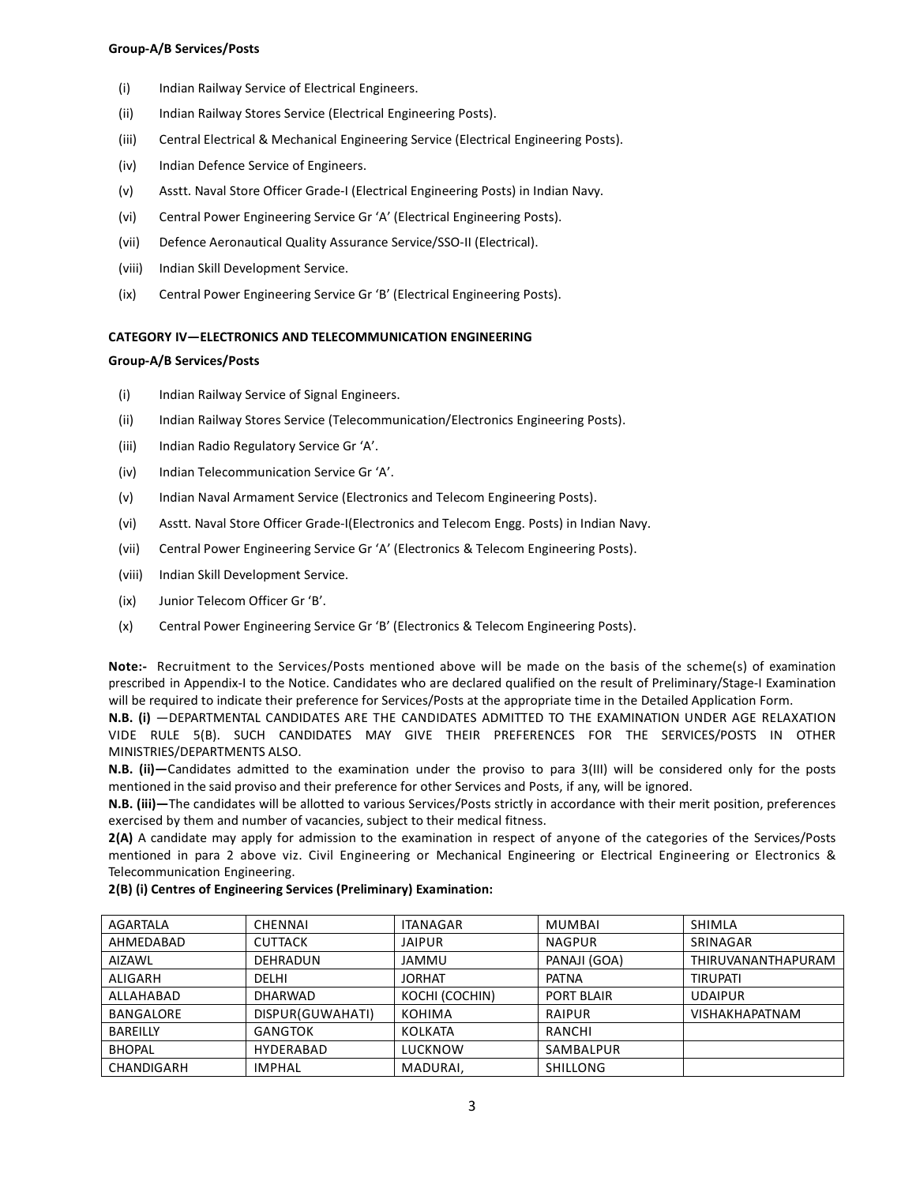**Group-A/B Services/Posts**

- (i) Indian Railway Service of Electrical Engineers.
- (ii) Indian Railway Stores Service (Electrical Engineering Posts).
- (iii) Central Electrical & Mechanical Engineering Service (Electrical Engineering Posts).
- (iv) Indian Defence Service of Engineers.
- (v) Asstt. Naval Store Officer Grade-I (Electrical Engineering Posts) in Indian Navy.
- (vi) Central Power Engineering Service Gr 'A' (Electrical Engineering Posts).
- (vii) Defence Aeronautical Quality Assurance Service/SSO-II (Electrical).
- (viii) Indian Skill Development Service.
- (ix) Central Power Engineering Service Gr 'B' (Electrical Engineering Posts).

**CATEGORY IV—ELECTRONICS AND TELECOMMUNICATION ENGINEERING**

**Group-A/B Services/Posts**

- (i) Indian Railway Service of Signal Engineers.
- (ii) Indian Railway Stores Service (Telecommunication/Electronics Engineering Posts).
- (iii) Indian Radio Regulatory Service Gr 'A'.
- (iv) Indian Telecommunication Service Gr 'A'.
- (v) Indian Naval Armament Service (Electronics and Telecom Engineering Posts).
- (vi) Asstt. Naval Store Officer Grade-I(Electronics and Telecom Engg. Posts) in Indian Navy.
- (vii) Central Power Engineering Service Gr 'A' (Electronics & Telecom Engineering Posts).
- (viii) Indian Skill Development Service.
- (ix) Junior Telecom Officer Gr 'B'.
- (x) Central Power Engineering Service Gr 'B' (Electronics & Telecom Engineering Posts).

**Note:-** Recruitment to the Services/Posts mentioned above will be made on the basis of the scheme(s) of examination prescribed in Appendix-I to the Notice. Candidates who are declared qualified on the result of Preliminary/Stage-I Examination will be required to indicate their preference for Services/Posts at the appropriate time in the Detailed Application Form.

**N.B. (i)** —DEPARTMENTAL CANDIDATES ARE THE CANDIDATES ADMITTED TO THE EXAMINATION UNDER AGE RELAXATION VIDE RULE 5(B). SUCH CANDIDATES MAY GIVE THEIR PREFERENCES FOR THE SERVICES/POSTS IN OTHER MINISTRIES/DEPARTMENTS ALSO.

**N.B. (ii)—**Candidates admitted to the examination under the proviso to para 3(III) will be considered only for the posts mentioned in the said proviso and their preference for other Services and Posts, if any, will be ignored.

**N.B. (iii)—**The candidates will be allotted to various Services/Posts strictly in accordance with their merit position, preferences exercised by them and number of vacancies, subject to their medical fitness.

**2(A)** A candidate may apply for admission to the examination in respect of anyone of the categories of the Services/Posts mentioned in para 2 above viz. Civil Engineering or Mechanical Engineering or Electrical Engineering or Electronics & Telecommunication Engineering.

**2(B) (i) Centres of Engineering Services (Preliminary) Examination:**

| | | | | |
|---|---|---|---|---|
| AGARTALA | CHENNAI | ITANAGAR | MUMBAI | SHIMLA |
| AHMEDABAD | CUTTACK | JAIPUR | NAGPUR | SRINAGAR |
| AIZAWL | DEHRADUN | JAMMU | PANAJI (GOA) | THIRUVANANTHAPURAM |
| ALIGARH | DELHI | JORHAT | PATNA | TIRUPATI |
| ALLAHABAD | DHARWAD | KOCHI (COCHIN) | PORT BLAIR | UDAIPUR |
| BANGALORE | DISPUR(GUWAHATI) | KOHIMA | RAIPUR | VISHAKHAPATNAM |
| BAREILLY | GANGTOK | KOLKATA | RANCHI | |
| BHOPAL | HYDERABAD | LUCKNOW | SAMBALPUR | |
| CHANDIGARH | IMPHAL | MADURAI, | SHILLONG | |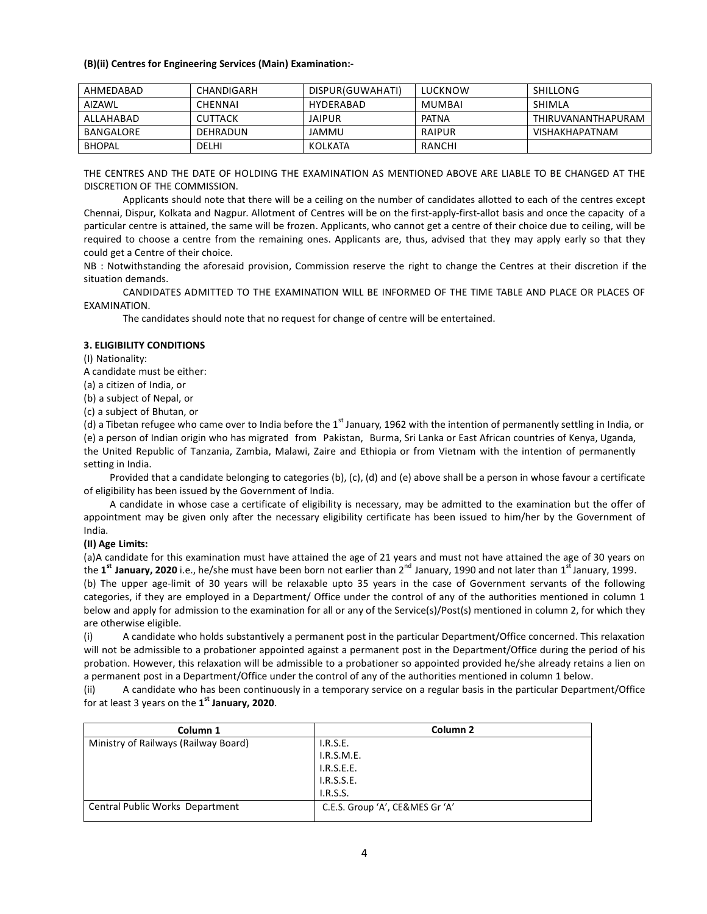**(B)(ii) Centres for Engineering Services (Main) Examination:-**

| AHMEDABAD | CHANDIGARH | DISPUR(GUWAHATI) | LUCKNOW | SHILLONG |
|---|---|---|---|---|
| AIZAWL | CHENNAI | HYDERABAD | MUMBAI | SHIMLA |
| ALLAHABAD | CUTTACK | JAIPUR | PATNA | THIRUVANANTHAPURAM |
| BANGALORE | DEHRADUN | JAMMU | RAIPUR | VISHAKHAPATNAM |
| BHOPAL | DELHI | KOLKATA | RANCHI | |

THE CENTRES AND THE DATE OF HOLDING THE EXAMINATION AS MENTIONED ABOVE ARE LIABLE TO BE CHANGED AT THE DISCRETION OF THE COMMISSION.

Applicants should note that there will be a ceiling on the number of candidates allotted to each of the centres except Chennai, Dispur, Kolkata and Nagpur. Allotment of Centres will be on the first-apply-first-allot basis and once the capacity of a particular centre is attained, the same will be frozen. Applicants, who cannot get a centre of their choice due to ceiling, will be required to choose a centre from the remaining ones. Applicants are, thus, advised that they may apply early so that they could get a Centre of their choice.

NB : Notwithstanding the aforesaid provision, Commission reserve the right to change the Centres at their discretion if the situation demands.

CANDIDATES ADMITTED TO THE EXAMINATION WILL BE INFORMED OF THE TIME TABLE AND PLACE OR PLACES OF EXAMINATION.

The candidates should note that no request for change of centre will be entertained.

**3. ELIGIBILITY CONDITIONS**

(I) Nationality:

A candidate must be either:

(a) a citizen of India, or

(b) a subject of Nepal, or

(c) a subject of Bhutan, or

(d) a Tibetan refugee who came over to India before the 1st January, 1962 with the intention of permanently settling in India, or

(e) a person of Indian origin who has migrated from Pakistan, Burma, Sri Lanka or East African countries of Kenya, Uganda, the United Republic of Tanzania, Zambia, Malawi, Zaire and Ethiopia or from Vietnam with the intention of permanently setting in India.

Provided that a candidate belonging to categories (b), (c), (d) and (e) above shall be a person in whose favour a certificate of eligibility has been issued by the Government of India.

A candidate in whose case a certificate of eligibility is necessary, may be admitted to the examination but the offer of appointment may be given only after the necessary eligibility certificate has been issued to him/her by the Government of India.

**(II) Age Limits:**

(a)A candidate for this examination must have attained the age of 21 years and must not have attained the age of 30 years on the **1st January, 2020** i.e., he/she must have been born not earlier than 2nd January, 1990 and not later than 1st January, 1999.

(b) The upper age-limit of 30 years will be relaxable upto 35 years in the case of Government servants of the following categories, if they are employed in a Department/ Office under the control of any of the authorities mentioned in column 1 below and apply for admission to the examination for all or any of the Service(s)/Post(s) mentioned in column 2, for which they are otherwise eligible.

(i) A candidate who holds substantively a permanent post in the particular Department/Office concerned. This relaxation will not be admissible to a probationer appointed against a permanent post in the Department/Office during the period of his probation. However, this relaxation will be admissible to a probationer so appointed provided he/she already retains a lien on a permanent post in a Department/Office under the control of any of the authorities mentioned in column 1 below.

(ii) A candidate who has been continuously in a temporary service on a regular basis in the particular Department/Office for at least 3 years on the **1st January, 2020**.

| Column 1 | Column 2 |
|---|---|
| Ministry of Railways (Railway Board) | I.R.S.E.<br>I.R.S.M.E.<br>I.R.S.E.E.<br>I.R.S.S.E.<br>I.R.S.S. |
| Central Public Works Department | C.E.S. Group 'A', CE&MES Gr 'A' |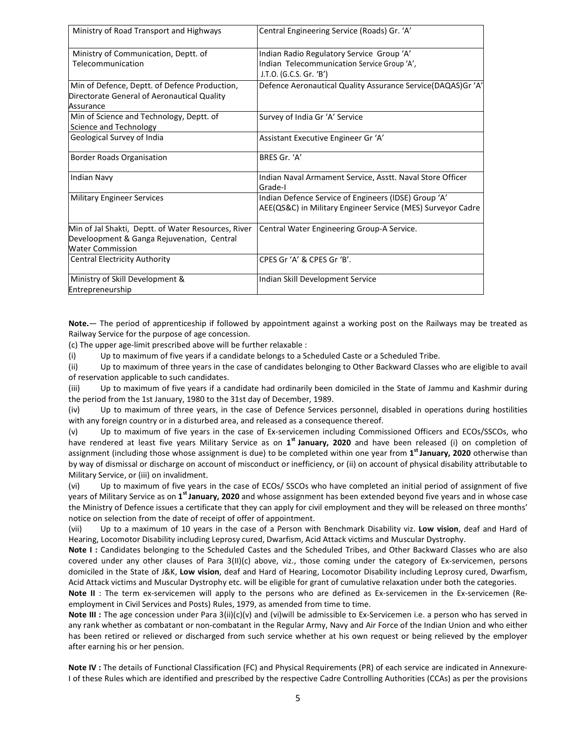| Ministry of Road Transport and Highways | Central Engineering Service (Roads) Gr. 'A' |
|---|---|
| Ministry of Communication, Deptt. of Telecommunication | Indian Radio Regulatory Service Group 'A'<br>Indian Telecommunication Service Group 'A',<br>J.T.O. (G.C.S. Gr. 'B') |
| Min of Defence, Deptt. of Defence Production, Directorate General of Aeronautical Quality Assurance | Defence Aeronautical Quality Assurance Service(DAQAS)Gr 'A' |
| Min of Science and Technology, Deptt. of Science and Technology | Survey of India Gr 'A' Service |
| Geological Survey of India | Assistant Executive Engineer Gr 'A' |
| Border Roads Organisation | BRES Gr. 'A' |
| Indian Navy | Indian Naval Armament Service, Asstt. Naval Store Officer Grade-I |
| Military Engineer Services | Indian Defence Service of Engineers (IDSE) Group 'A'<br>AEE(QS&C) in Military Engineer Service (MES) Surveyor Cadre |
| Min of Jal Shakti, Deptt. of Water Resources, River Develoopment & Ganga Rejuvenation, Central Water Commission | Central Water Engineering Group-A Service. |
| Central Electricity Authority | CPES Gr 'A' & CPES Gr 'B'. |
| Ministry of Skill Development & Entrepreneurship | Indian Skill Development Service |

**Note.**— The period of apprenticeship if followed by appointment against a working post on the Railways may be treated as Railway Service for the purpose of age concession.

(c) The upper age-limit prescribed above will be further relaxable :

(i) Up to maximum of five years if a candidate belongs to a Scheduled Caste or a Scheduled Tribe.

(ii) Up to maximum of three years in the case of candidates belonging to Other Backward Classes who are eligible to avail of reservation applicable to such candidates.

(iii) Up to maximum of five years if a candidate had ordinarily been domiciled in the State of Jammu and Kashmir during the period from the 1st January, 1980 to the 31st day of December, 1989.

(iv) Up to maximum of three years, in the case of Defence Services personnel, disabled in operations during hostilities with any foreign country or in a disturbed area, and released as a consequence thereof.

(v) Up to maximum of five years in the case of Ex-servicemen including Commissioned Officers and ECOs/SSCOs, who have rendered at least five years Military Service as on **1st January, 2020** and have been released (i) on completion of assignment (including those whose assignment is due) to be completed within one year from **1st January, 2020** otherwise than by way of dismissal or discharge on account of misconduct or inefficiency, or (ii) on account of physical disability attributable to Military Service, or (iii) on invalidment.

(vi) Up to maximum of five years in the case of ECOs/ SSCOs who have completed an initial period of assignment of five years of Military Service as on **1st January, 2020** and whose assignment has been extended beyond five years and in whose case the Ministry of Defence issues a certificate that they can apply for civil employment and they will be released on three months' notice on selection from the date of receipt of offer of appointment.

(vii) Up to a maximum of 10 years in the case of a Person with Benchmark Disability viz. **Low vision**, deaf and Hard of Hearing, Locomotor Disability including Leprosy cured, Dwarfism, Acid Attack victims and Muscular Dystrophy.

**Note I :** Candidates belonging to the Scheduled Castes and the Scheduled Tribes, and Other Backward Classes who are also covered under any other clauses of Para 3(II)(c) above, viz., those coming under the category of Ex-servicemen, persons domiciled in the State of J&K, **Low vision**, deaf and Hard of Hearing, Locomotor Disability including Leprosy cured, Dwarfism, Acid Attack victims and Muscular Dystrophy etc. will be eligible for grant of cumulative relaxation under both the categories.

**Note II** : The term ex-servicemen will apply to the persons who are defined as Ex-servicemen in the Ex-servicemen (Re-employment in Civil Services and Posts) Rules, 1979, as amended from time to time.

**Note III :** The age concession under Para 3(ii)(c)(v) and (vi)will be admissible to Ex-Servicemen i.e. a person who has served in any rank whether as combatant or non-combatant in the Regular Army, Navy and Air Force of the Indian Union and who either has been retired or relieved or discharged from such service whether at his own request or being relieved by the employer after earning his or her pension.

**Note IV :** The details of Functional Classification (FC) and Physical Requirements (PR) of each service are indicated in Annexure-I of these Rules which are identified and prescribed by the respective Cadre Controlling Authorities (CCAs) as per the provisions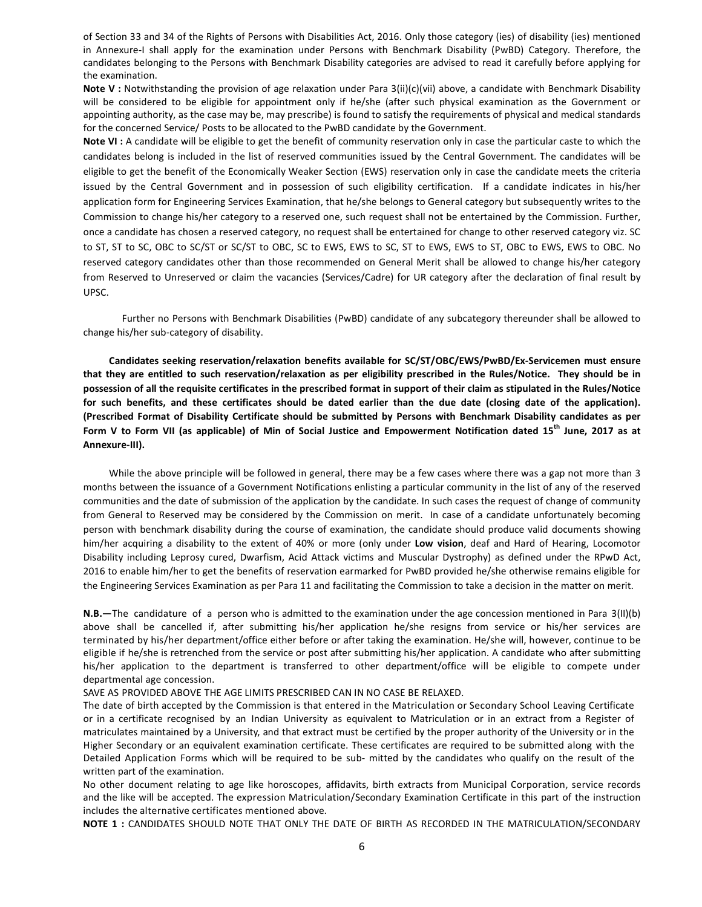of Section 33 and 34 of the Rights of Persons with Disabilities Act, 2016. Only those category (ies) of disability (ies) mentioned in Annexure-I shall apply for the examination under Persons with Benchmark Disability (PwBD) Category. Therefore, the candidates belonging to the Persons with Benchmark Disability categories are advised to read it carefully before applying for the examination.

**Note V :** Notwithstanding the provision of age relaxation under Para 3(ii)(c)(vii) above, a candidate with Benchmark Disability will be considered to be eligible for appointment only if he/she (after such physical examination as the Government or appointing authority, as the case may be, may prescribe) is found to satisfy the requirements of physical and medical standards for the concerned Service/ Posts to be allocated to the PwBD candidate by the Government.

**Note VI :** A candidate will be eligible to get the benefit of community reservation only in case the particular caste to which the candidates belong is included in the list of reserved communities issued by the Central Government. The candidates will be eligible to get the benefit of the Economically Weaker Section (EWS) reservation only in case the candidate meets the criteria issued by the Central Government and in possession of such eligibility certification. If a candidate indicates in his/her application form for Engineering Services Examination, that he/she belongs to General category but subsequently writes to the Commission to change his/her category to a reserved one, such request shall not be entertained by the Commission. Further, once a candidate has chosen a reserved category, no request shall be entertained for change to other reserved category viz. SC to ST, ST to SC, OBC to SC/ST or SC/ST to OBC, SC to EWS, EWS to SC, ST to EWS, EWS to ST, OBC to EWS, EWS to OBC. No reserved category candidates other than those recommended on General Merit shall be allowed to change his/her category from Reserved to Unreserved or claim the vacancies (Services/Cadre) for UR category after the declaration of final result by UPSC.

Further no Persons with Benchmark Disabilities (PwBD) candidate of any subcategory thereunder shall be allowed to change his/her sub-category of disability.

**Candidates seeking reservation/relaxation benefits available for SC/ST/OBC/EWS/PwBD/Ex-Servicemen must ensure that they are entitled to such reservation/relaxation as per eligibility prescribed in the Rules/Notice. They should be in possession of all the requisite certificates in the prescribed format in support of their claim as stipulated in the Rules/Notice for such benefits, and these certificates should be dated earlier than the due date (closing date of the application). (Prescribed Format of Disability Certificate should be submitted by Persons with Benchmark Disability candidates as per Form V to Form VII (as applicable) of Min of Social Justice and Empowerment Notification dated 15th June, 2017 as at Annexure-III).**

While the above principle will be followed in general, there may be a few cases where there was a gap not more than 3 months between the issuance of a Government Notifications enlisting a particular community in the list of any of the reserved communities and the date of submission of the application by the candidate. In such cases the request of change of community from General to Reserved may be considered by the Commission on merit. In case of a candidate unfortunately becoming person with benchmark disability during the course of examination, the candidate should produce valid documents showing him/her acquiring a disability to the extent of 40% or more (only under **Low vision**, deaf and Hard of Hearing, Locomotor Disability including Leprosy cured, Dwarfism, Acid Attack victims and Muscular Dystrophy) as defined under the RPwD Act, 2016 to enable him/her to get the benefits of reservation earmarked for PwBD provided he/she otherwise remains eligible for the Engineering Services Examination as per Para 11 and facilitating the Commission to take a decision in the matter on merit.

**N.B.—**The candidature of a person who is admitted to the examination under the age concession mentioned in Para 3(II)(b) above shall be cancelled if, after submitting his/her application he/she resigns from service or his/her services are terminated by his/her department/office either before or after taking the examination. He/she will, however, continue to be eligible if he/she is retrenched from the service or post after submitting his/her application. A candidate who after submitting his/her application to the department is transferred to other department/office will be eligible to compete under departmental age concession.

SAVE AS PROVIDED ABOVE THE AGE LIMITS PRESCRIBED CAN IN NO CASE BE RELAXED.

The date of birth accepted by the Commission is that entered in the Matriculation or Secondary School Leaving Certificate or in a certificate recognised by an Indian University as equivalent to Matriculation or in an extract from a Register of matriculates maintained by a University, and that extract must be certified by the proper authority of the University or in the Higher Secondary or an equivalent examination certificate. These certificates are required to be submitted along with the Detailed Application Forms which will be required to be sub- mitted by the candidates who qualify on the result of the written part of the examination.

No other document relating to age like horoscopes, affidavits, birth extracts from Municipal Corporation, service records and the like will be accepted. The expression Matriculation/Secondary Examination Certificate in this part of the instruction includes the alternative certificates mentioned above.

**NOTE 1 :** CANDIDATES SHOULD NOTE THAT ONLY THE DATE OF BIRTH AS RECORDED IN THE MATRICULATION/SECONDARY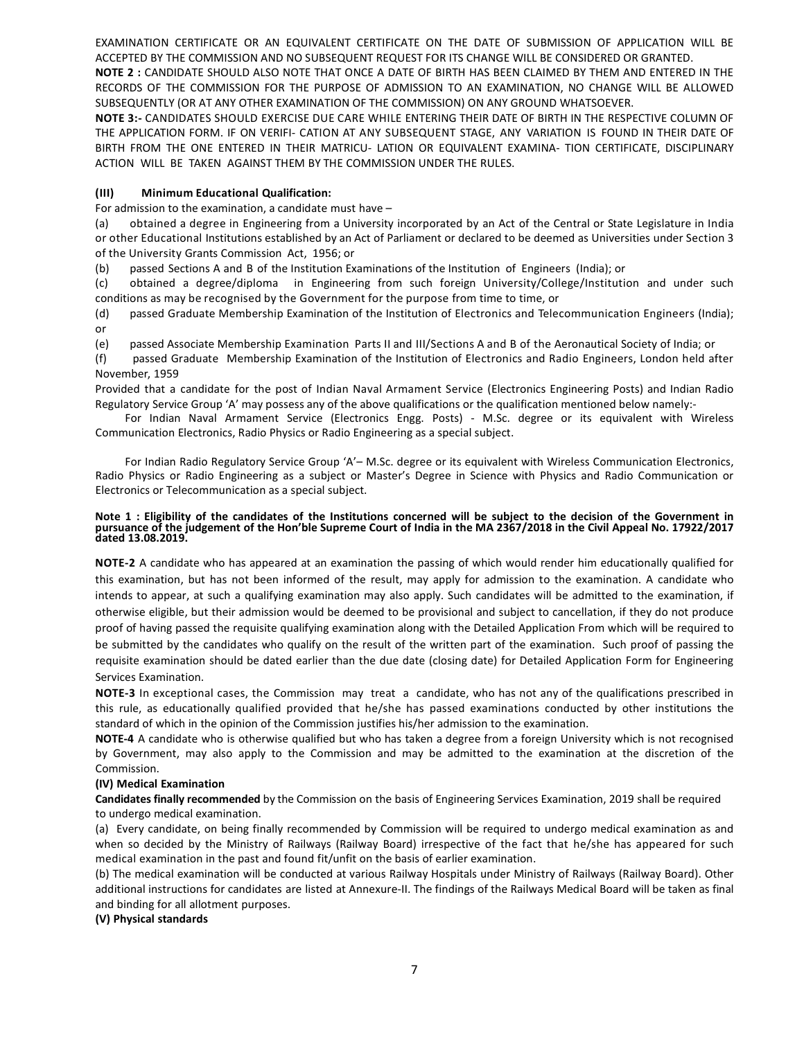EXAMINATION CERTIFICATE OR AN EQUIVALENT CERTIFICATE ON THE DATE OF SUBMISSION OF APPLICATION WILL BE ACCEPTED BY THE COMMISSION AND NO SUBSEQUENT REQUEST FOR ITS CHANGE WILL BE CONSIDERED OR GRANTED.

**NOTE 2 :** CANDIDATE SHOULD ALSO NOTE THAT ONCE A DATE OF BIRTH HAS BEEN CLAIMED BY THEM AND ENTERED IN THE RECORDS OF THE COMMISSION FOR THE PURPOSE OF ADMISSION TO AN EXAMINATION, NO CHANGE WILL BE ALLOWED SUBSEQUENTLY (OR AT ANY OTHER EXAMINATION OF THE COMMISSION) ON ANY GROUND WHATSOEVER.

**NOTE 3:-** CANDIDATES SHOULD EXERCISE DUE CARE WHILE ENTERING THEIR DATE OF BIRTH IN THE RESPECTIVE COLUMN OF THE APPLICATION FORM. IF ON VERIFI- CATION AT ANY SUBSEQUENT STAGE, ANY VARIATION IS FOUND IN THEIR DATE OF BIRTH FROM THE ONE ENTERED IN THEIR MATRICU- LATION OR EQUIVALENT EXAMINA- TION CERTIFICATE, DISCIPLINARY ACTION WILL BE TAKEN AGAINST THEM BY THE COMMISSION UNDER THE RULES.

**(III) Minimum Educational Qualification:**

For admission to the examination, a candidate must have –

(a) obtained a degree in Engineering from a University incorporated by an Act of the Central or State Legislature in India or other Educational Institutions established by an Act of Parliament or declared to be deemed as Universities under Section 3 of the University Grants Commission Act, 1956; or

(b) passed Sections A and B of the Institution Examinations of the Institution of Engineers (India); or

(c) obtained a degree/diploma in Engineering from such foreign University/College/Institution and under such conditions as may be recognised by the Government for the purpose from time to time, or

(d) passed Graduate Membership Examination of the Institution of Electronics and Telecommunication Engineers (India); or

(e) passed Associate Membership Examination Parts II and III/Sections A and B of the Aeronautical Society of India; or

(f) passed Graduate Membership Examination of the Institution of Electronics and Radio Engineers, London held after November, 1959

Provided that a candidate for the post of Indian Naval Armament Service (Electronics Engineering Posts) and Indian Radio Regulatory Service Group 'A' may possess any of the above qualifications or the qualification mentioned below namely:-

For Indian Naval Armament Service (Electronics Engg. Posts) - M.Sc. degree or its equivalent with Wireless Communication Electronics, Radio Physics or Radio Engineering as a special subject.

For Indian Radio Regulatory Service Group 'A'– M.Sc. degree or its equivalent with Wireless Communication Electronics, Radio Physics or Radio Engineering as a subject or Master's Degree in Science with Physics and Radio Communication or Electronics or Telecommunication as a special subject.

**Note 1 : Eligibility of the candidates of the Institutions concerned will be subject to the decision of the Government in pursuance of the judgement of the Hon'ble Supreme Court of India in the MA 2367/2018 in the Civil Appeal No. 17922/2017 dated 13.08.2019.**

**NOTE-2** A candidate who has appeared at an examination the passing of which would render him educationally qualified for this examination, but has not been informed of the result, may apply for admission to the examination. A candidate who intends to appear, at such a qualifying examination may also apply. Such candidates will be admitted to the examination, if otherwise eligible, but their admission would be deemed to be provisional and subject to cancellation, if they do not produce proof of having passed the requisite qualifying examination along with the Detailed Application From which will be required to be submitted by the candidates who qualify on the result of the written part of the examination. Such proof of passing the requisite examination should be dated earlier than the due date (closing date) for Detailed Application Form for Engineering Services Examination.

**NOTE-3** In exceptional cases, the Commission may treat a candidate, who has not any of the qualifications prescribed in this rule, as educationally qualified provided that he/she has passed examinations conducted by other institutions the standard of which in the opinion of the Commission justifies his/her admission to the examination.

**NOTE-4** A candidate who is otherwise qualified but who has taken a degree from a foreign University which is not recognised by Government, may also apply to the Commission and may be admitted to the examination at the discretion of the Commission.

**(IV) Medical Examination**

**Candidates finally recommended** by the Commission on the basis of Engineering Services Examination, 2019 shall be required to undergo medical examination.

(a) Every candidate, on being finally recommended by Commission will be required to undergo medical examination as and when so decided by the Ministry of Railways (Railway Board) irrespective of the fact that he/she has appeared for such medical examination in the past and found fit/unfit on the basis of earlier examination.

(b) The medical examination will be conducted at various Railway Hospitals under Ministry of Railways (Railway Board). Other additional instructions for candidates are listed at Annexure-II. The findings of the Railways Medical Board will be taken as final and binding for all allotment purposes.

**(V) Physical standards**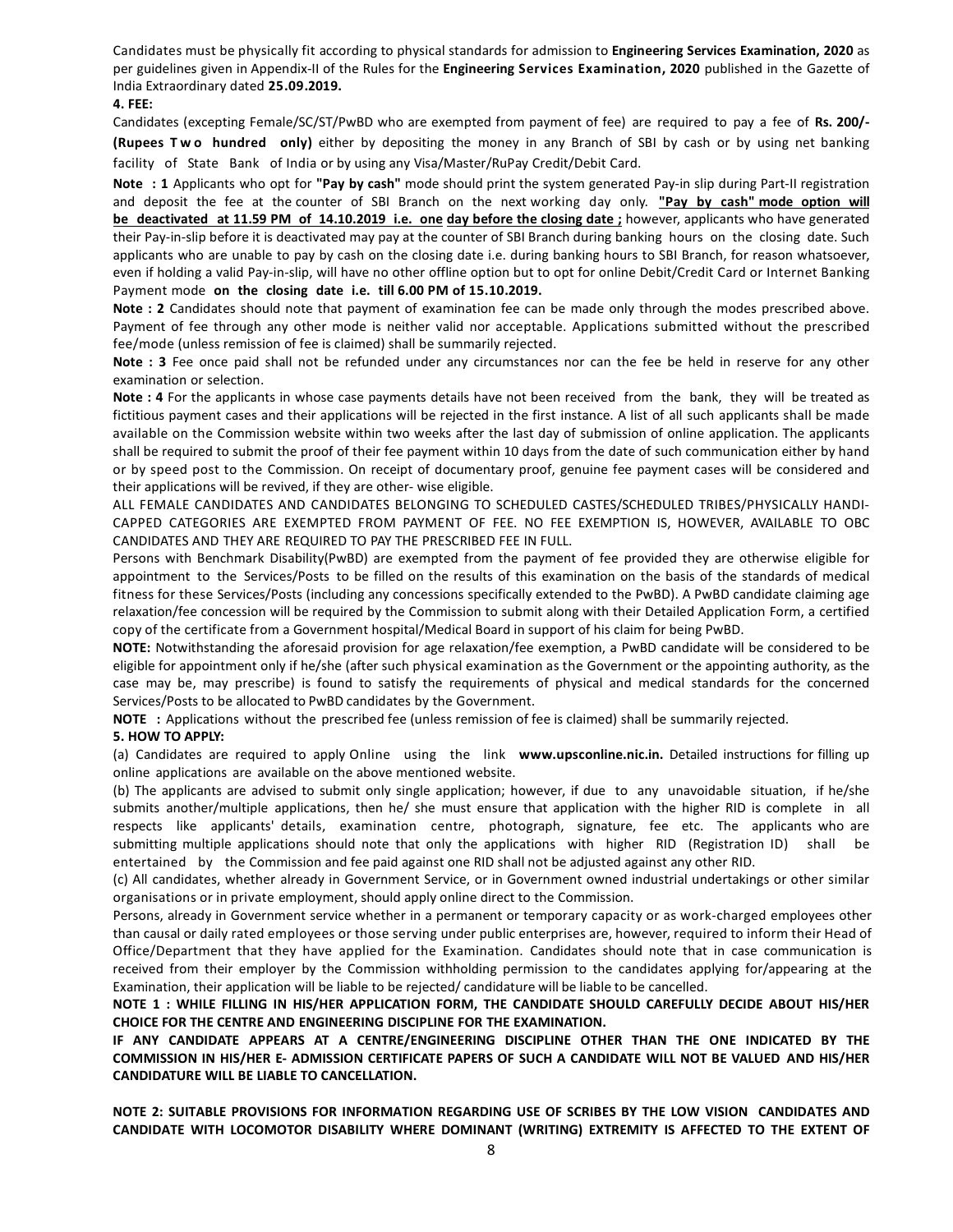Candidates must be physically fit according to physical standards for admission to **Engineering Services Examination, 2020** as per guidelines given in Appendix-II of the Rules for the **Engineering Services Examination, 2020** published in the Gazette of India Extraordinary dated **25.09.2019.**

**4. FEE:**

Candidates (excepting Female/SC/ST/PwBD who are exempted from payment of fee) are required to pay a fee of **Rs. 200/- (Rupees Two hundred only)** either by depositing the money in any Branch of SBI by cash or by using net banking facility of State Bank of India or by using any Visa/Master/RuPay Credit/Debit Card.

**Note : 1** Applicants who opt for **"Pay by cash"** mode should print the system generated Pay-in slip during Part-II registration and deposit the fee at the counter of SBI Branch on the next working day only. **"Pay by cash" mode option will be deactivated at 11.59 PM of 14.10.2019 i.e. one day before the closing date ;** however, applicants who have generated their Pay-in-slip before it is deactivated may pay at the counter of SBI Branch during banking hours on the closing date. Such applicants who are unable to pay by cash on the closing date i.e. during banking hours to SBI Branch, for reason whatsoever, even if holding a valid Pay-in-slip, will have no other offline option but to opt for online Debit/Credit Card or Internet Banking Payment mode **on the closing date i.e. till 6.00 PM of 15.10.2019.**

**Note : 2** Candidates should note that payment of examination fee can be made only through the modes prescribed above. Payment of fee through any other mode is neither valid nor acceptable. Applications submitted without the prescribed fee/mode (unless remission of fee is claimed) shall be summarily rejected.

**Note : 3** Fee once paid shall not be refunded under any circumstances nor can the fee be held in reserve for any other examination or selection.

**Note : 4** For the applicants in whose case payments details have not been received from the bank, they will be treated as fictitious payment cases and their applications will be rejected in the first instance. A list of all such applicants shall be made available on the Commission website within two weeks after the last day of submission of online application. The applicants shall be required to submit the proof of their fee payment within 10 days from the date of such communication either by hand or by speed post to the Commission. On receipt of documentary proof, genuine fee payment cases will be considered and their applications will be revived, if they are other- wise eligible.

ALL FEMALE CANDIDATES AND CANDIDATES BELONGING TO SCHEDULED CASTES/SCHEDULED TRIBES/PHYSICALLY HANDI-CAPPED CATEGORIES ARE EXEMPTED FROM PAYMENT OF FEE. NO FEE EXEMPTION IS, HOWEVER, AVAILABLE TO OBC CANDIDATES AND THEY ARE REQUIRED TO PAY THE PRESCRIBED FEE IN FULL.

Persons with Benchmark Disability(PwBD) are exempted from the payment of fee provided they are otherwise eligible for appointment to the Services/Posts to be filled on the results of this examination on the basis of the standards of medical fitness for these Services/Posts (including any concessions specifically extended to the PwBD). A PwBD candidate claiming age relaxation/fee concession will be required by the Commission to submit along with their Detailed Application Form, a certified copy of the certificate from a Government hospital/Medical Board in support of his claim for being PwBD.

**NOTE:** Notwithstanding the aforesaid provision for age relaxation/fee exemption, a PwBD candidate will be considered to be eligible for appointment only if he/she (after such physical examination as the Government or the appointing authority, as the case may be, may prescribe) is found to satisfy the requirements of physical and medical standards for the concerned Services/Posts to be allocated to PwBD candidates by the Government.

**NOTE :** Applications without the prescribed fee (unless remission of fee is claimed) shall be summarily rejected.

**5. HOW TO APPLY:**

(a) Candidates are required to apply Online using the link **www.upsconline.nic.in.** Detailed instructions for filling up online applications are available on the above mentioned website.

(b) The applicants are advised to submit only single application; however, if due to any unavoidable situation, if he/she submits another/multiple applications, then he/ she must ensure that application with the higher RID is complete in all respects like applicants' details, examination centre, photograph, signature, fee etc. The applicants who are submitting multiple applications should note that only the applications with higher RID (Registration ID) shall be entertained by the Commission and fee paid against one RID shall not be adjusted against any other RID.

(c) All candidates, whether already in Government Service, or in Government owned industrial undertakings or other similar organisations or in private employment, should apply online direct to the Commission.

Persons, already in Government service whether in a permanent or temporary capacity or as work-charged employees other than causal or daily rated employees or those serving under public enterprises are, however, required to inform their Head of Office/Department that they have applied for the Examination. Candidates should note that in case communication is received from their employer by the Commission withholding permission to the candidates applying for/appearing at the Examination, their application will be liable to be rejected/ candidature will be liable to be cancelled.

**NOTE 1 : WHILE FILLING IN HIS/HER APPLICATION FORM, THE CANDIDATE SHOULD CAREFULLY DECIDE ABOUT HIS/HER CHOICE FOR THE CENTRE AND ENGINEERING DISCIPLINE FOR THE EXAMINATION.**

**IF ANY CANDIDATE APPEARS AT A CENTRE/ENGINEERING DISCIPLINE OTHER THAN THE ONE INDICATED BY THE COMMISSION IN HIS/HER E- ADMISSION CERTIFICATE PAPERS OF SUCH A CANDIDATE WILL NOT BE VALUED AND HIS/HER CANDIDATURE WILL BE LIABLE TO CANCELLATION.**

**NOTE 2: SUITABLE PROVISIONS FOR INFORMATION REGARDING USE OF SCRIBES BY THE LOW VISION CANDIDATES AND CANDIDATE WITH LOCOMOTOR DISABILITY WHERE DOMINANT (WRITING) EXTREMITY IS AFFECTED TO THE EXTENT OF**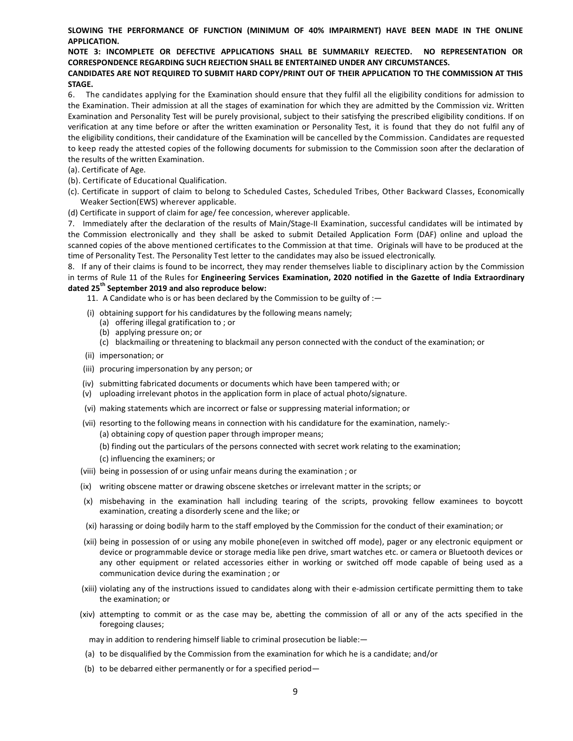**SLOWING THE PERFORMANCE OF FUNCTION (MINIMUM OF 40% IMPAIRMENT) HAVE BEEN MADE IN THE ONLINE APPLICATION.**

**NOTE 3: INCOMPLETE OR DEFECTIVE APPLICATIONS SHALL BE SUMMARILY REJECTED. NO REPRESENTATION OR CORRESPONDENCE REGARDING SUCH REJECTION SHALL BE ENTERTAINED UNDER ANY CIRCUMSTANCES.**

**CANDIDATES ARE NOT REQUIRED TO SUBMIT HARD COPY/PRINT OUT OF THEIR APPLICATION TO THE COMMISSION AT THIS STAGE.**

6. The candidates applying for the Examination should ensure that they fulfil all the eligibility conditions for admission to the Examination. Their admission at all the stages of examination for which they are admitted by the Commission viz. Written Examination and Personality Test will be purely provisional, subject to their satisfying the prescribed eligibility conditions. If on verification at any time before or after the written examination or Personality Test, it is found that they do not fulfil any of the eligibility conditions, their candidature of the Examination will be cancelled by the Commission. Candidates are requested to keep ready the attested copies of the following documents for submission to the Commission soon after the declaration of the results of the written Examination.

(a). Certificate of Age.

(b). Certificate of Educational Qualification.

(c). Certificate in support of claim to belong to Scheduled Castes, Scheduled Tribes, Other Backward Classes, Economically Weaker Section(EWS) wherever applicable.

(d) Certificate in support of claim for age/ fee concession, wherever applicable.

7. Immediately after the declaration of the results of Main/Stage-II Examination, successful candidates will be intimated by the Commission electronically and they shall be asked to submit Detailed Application Form (DAF) online and upload the scanned copies of the above mentioned certificates to the Commission at that time. Originals will have to be produced at the time of Personality Test. The Personality Test letter to the candidates may also be issued electronically.

8. If any of their claims is found to be incorrect, they may render themselves liable to disciplinary action by the Commission in terms of Rule 11 of the Rules for **Engineering Services Examination, 2020 notified in the Gazette of India Extraordinary dated 25th September 2019 and also reproduce below:**

11. A Candidate who is or has been declared by the Commission to be guilty of :—

(i) obtaining support for his candidatures by the following means namely;
 (a) offering illegal gratification to ; or
 (b) applying pressure on; or
 (c) blackmailing or threatening to blackmail any person connected with the conduct of the examination; or

(ii) impersonation; or

(iii) procuring impersonation by any person; or

(iv) submitting fabricated documents or documents which have been tampered with; or

(v) uploading irrelevant photos in the application form in place of actual photo/signature.

(vi) making statements which are incorrect or false or suppressing material information; or

(vii) resorting to the following means in connection with his candidature for the examination, namely:-
 (a) obtaining copy of question paper through improper means;
 (b) finding out the particulars of the persons connected with secret work relating to the examination;
 (c) influencing the examiners; or

(viii) being in possession of or using unfair means during the examination ; or

(ix) writing obscene matter or drawing obscene sketches or irrelevant matter in the scripts; or

(x) misbehaving in the examination hall including tearing of the scripts, provoking fellow examinees to boycott examination, creating a disorderly scene and the like; or

(xi) harassing or doing bodily harm to the staff employed by the Commission for the conduct of their examination; or

(xii) being in possession of or using any mobile phone(even in switched off mode), pager or any electronic equipment or device or programmable device or storage media like pen drive, smart watches etc. or camera or Bluetooth devices or any other equipment or related accessories either in working or switched off mode capable of being used as a communication device during the examination ; or

(xiii) violating any of the instructions issued to candidates along with their e-admission certificate permitting them to take the examination; or

(xiv) attempting to commit or as the case may be, abetting the commission of all or any of the acts specified in the foregoing clauses;

may in addition to rendering himself liable to criminal prosecution be liable:—

(a) to be disqualified by the Commission from the examination for which he is a candidate; and/or

(b) to be debarred either permanently or for a specified period—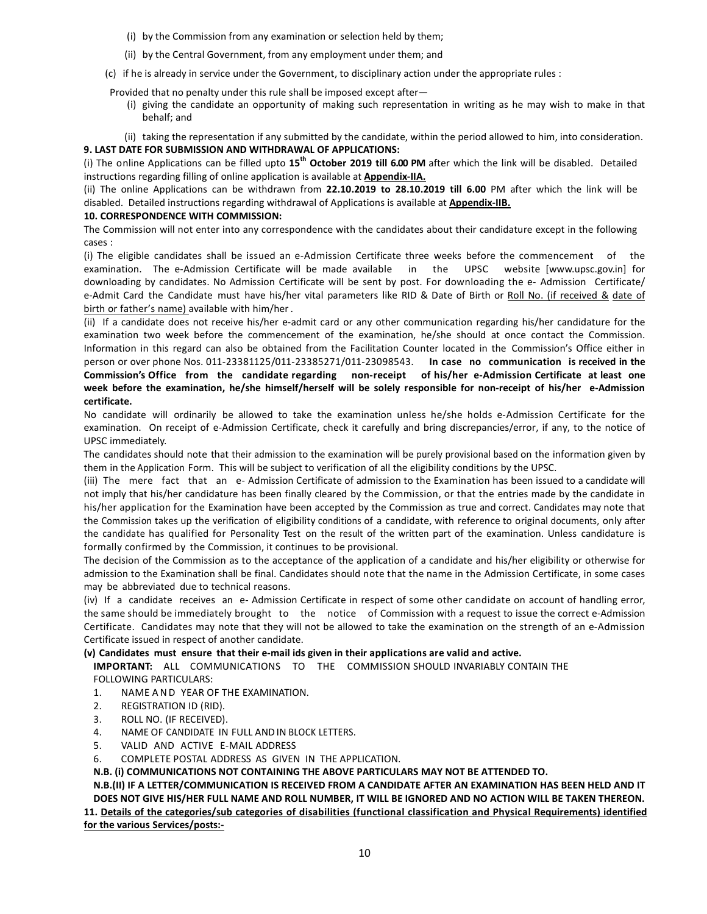(i) by the Commission from any examination or selection held by them;

(ii) by the Central Government, from any employment under them; and

(c) if he is already in service under the Government, to disciplinary action under the appropriate rules :

Provided that no penalty under this rule shall be imposed except after—

(i) giving the candidate an opportunity of making such representation in writing as he may wish to make in that behalf; and

(ii) taking the representation if any submitted by the candidate, within the period allowed to him, into consideration.

**9. LAST DATE FOR SUBMISSION AND WITHDRAWAL OF APPLICATIONS:**

(i) The online Applications can be filled upto **15th October 2019 till 6.00 PM** after which the link will be disabled. Detailed instructions regarding filling of online application is available at **Appendix-IIA.**

(ii) The online Applications can be withdrawn from **22.10.2019 to 28.10.2019 till 6.00** PM after which the link will be disabled. Detailed instructions regarding withdrawal of Applications is available at **Appendix-IIB.**

**10. CORRESPONDENCE WITH COMMISSION:**

The Commission will not enter into any correspondence with the candidates about their candidature except in the following cases :

(i) The eligible candidates shall be issued an e-Admission Certificate three weeks before the commencement of the examination. The e-Admission Certificate will be made available in the UPSC website [www.upsc.gov.in] for downloading by candidates. No Admission Certificate will be sent by post. For downloading the e- Admission Certificate/ e-Admit Card the Candidate must have his/her vital parameters like RID & Date of Birth or Roll No. (if received & date of birth or father's name) available with him/her.

(ii) If a candidate does not receive his/her e-admit card or any other communication regarding his/her candidature for the examination two week before the commencement of the examination, he/she should at once contact the Commission. Information in this regard can also be obtained from the Facilitation Counter located in the Commission's Office either in person or over phone Nos. 011-23381125/011-23385271/011-23098543. **In case no communication is received in the Commission's Office from the candidate regarding non-receipt of his/her e-Admission Certificate at least one week before the examination, he/she himself/herself will be solely responsible for non-receipt of his/her e-Admission certificate.**

No candidate will ordinarily be allowed to take the examination unless he/she holds e-Admission Certificate for the examination. On receipt of e-Admission Certificate, check it carefully and bring discrepancies/error, if any, to the notice of UPSC immediately.

The candidates should note that their admission to the examination will be purely provisional based on the information given by them in the Application Form. This will be subject to verification of all the eligibility conditions by the UPSC.

(iii) The mere fact that an e- Admission Certificate of admission to the Examination has been issued to a candidate will not imply that his/her candidature has been finally cleared by the Commission, or that the entries made by the candidate in his/her application for the Examination have been accepted by the Commission as true and correct. Candidates may note that the Commission takes up the verification of eligibility conditions of a candidate, with reference to original documents, only after the candidate has qualified for Personality Test on the result of the written part of the examination. Unless candidature is formally confirmed by the Commission, it continues to be provisional.

The decision of the Commission as to the acceptance of the application of a candidate and his/her eligibility or otherwise for admission to the Examination shall be final. Candidates should note that the name in the Admission Certificate, in some cases may be abbreviated due to technical reasons.

(iv) If a candidate receives an e- Admission Certificate in respect of some other candidate on account of handling error, the same should be immediately brought to the notice of Commission with a request to issue the correct e-Admission Certificate. Candidates may note that they will not be allowed to take the examination on the strength of an e-Admission Certificate issued in respect of another candidate.

**(v) Candidates must ensure that their e-mail ids given in their applications are valid and active.**

**IMPORTANT:** ALL COMMUNICATIONS TO THE COMMISSION SHOULD INVARIABLY CONTAIN THE FOLLOWING PARTICULARS:

1. NAME AND YEAR OF THE EXAMINATION.
2. REGISTRATION ID (RID).
3. ROLL NO. (IF RECEIVED).
4. NAME OF CANDIDATE IN FULL AND IN BLOCK LETTERS.
5. VALID AND ACTIVE E-MAIL ADDRESS
6. COMPLETE POSTAL ADDRESS AS GIVEN IN THE APPLICATION.

**N.B. (i) COMMUNICATIONS NOT CONTAINING THE ABOVE PARTICULARS MAY NOT BE ATTENDED TO.**

**N.B.(II) IF A LETTER/COMMUNICATION IS RECEIVED FROM A CANDIDATE AFTER AN EXAMINATION HAS BEEN HELD AND IT DOES NOT GIVE HIS/HER FULL NAME AND ROLL NUMBER, IT WILL BE IGNORED AND NO ACTION WILL BE TAKEN THEREON.**

**11. Details of the categories/sub categories of disabilities (functional classification and Physical Requirements) identified for the various Services/posts:-**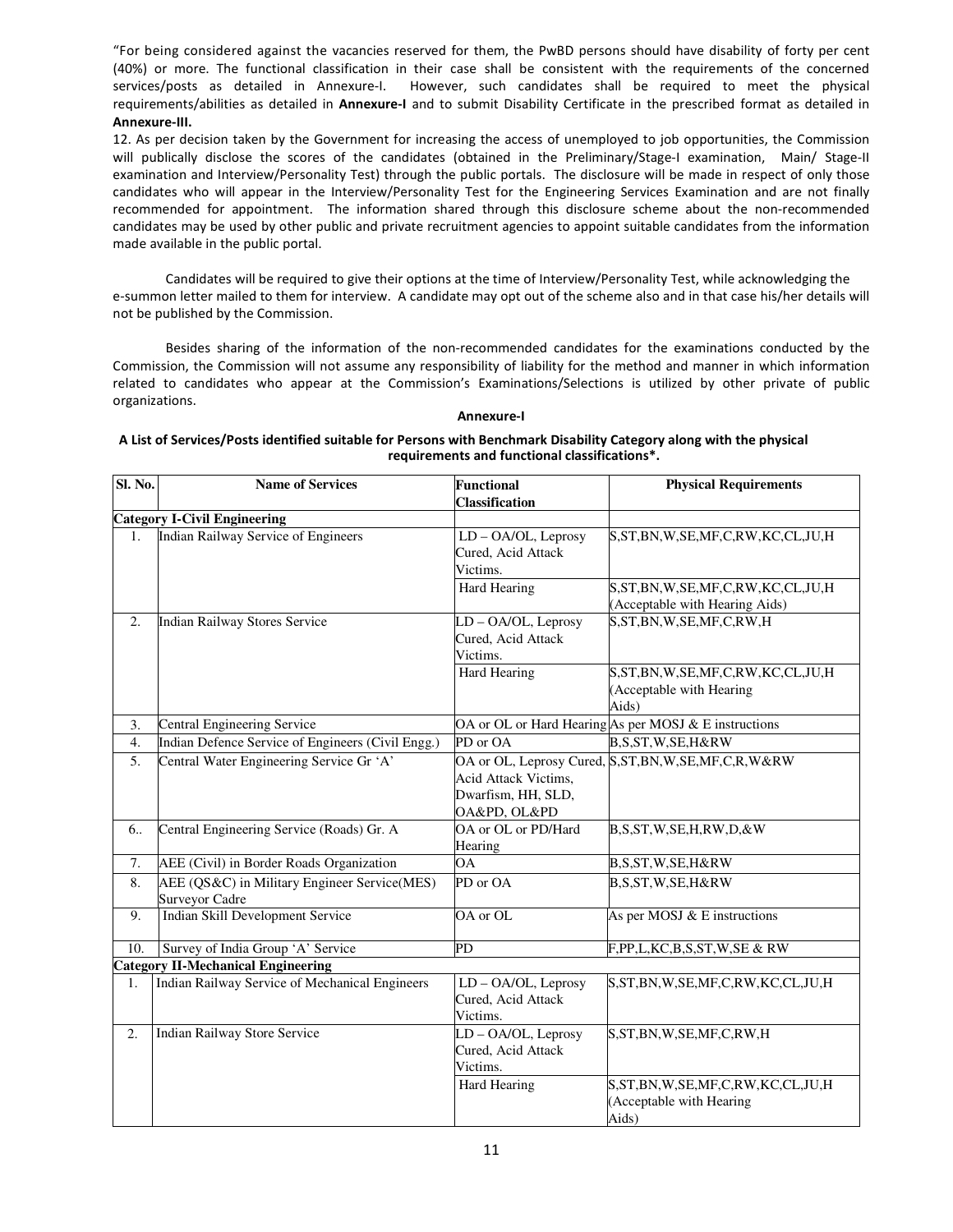"For being considered against the vacancies reserved for them, the PwBD persons should have disability of forty per cent (40%) or more. The functional classification in their case shall be consistent with the requirements of the concerned services/posts as detailed in Annexure-I. However, such candidates shall be required to meet the physical requirements/abilities as detailed in **Annexure-I** and to submit Disability Certificate in the prescribed format as detailed in **Annexure-III.**

12. As per decision taken by the Government for increasing the access of unemployed to job opportunities, the Commission will publically disclose the scores of the candidates (obtained in the Preliminary/Stage-I examination, Main/ Stage-II examination and Interview/Personality Test) through the public portals. The disclosure will be made in respect of only those candidates who will appear in the Interview/Personality Test for the Engineering Services Examination and are not finally recommended for appointment. The information shared through this disclosure scheme about the non-recommended candidates may be used by other public and private recruitment agencies to appoint suitable candidates from the information made available in the public portal.

Candidates will be required to give their options at the time of Interview/Personality Test, while acknowledging the e-summon letter mailed to them for interview. A candidate may opt out of the scheme also and in that case his/her details will not be published by the Commission.

Besides sharing of the information of the non-recommended candidates for the examinations conducted by the Commission, the Commission will not assume any responsibility of liability for the method and manner in which information related to candidates who appear at the Commission's Examinations/Selections is utilized by other private of public organizations.

**Annexure-I**

**A List of Services/Posts identified suitable for Persons with Benchmark Disability Category along with the physical requirements and functional classifications*.**

| Sl. No. | Name of Services | Functional Classification | Physical Requirements |
|---|---|---|---|
| **Category I-Civil Engineering** | | | |
| 1. | Indian Railway Service of Engineers | LD – OA/OL, Leprosy Cured, Acid Attack Victims. | S,ST,BN,W,SE,MF,C,RW,KC,CL,JU,H |
| | | Hard Hearing | S,ST,BN,W,SE,MF,C,RW,KC,CL,JU,H (Acceptable with Hearing Aids) |
| 2. | Indian Railway Stores Service | LD – OA/OL, Leprosy Cured, Acid Attack Victims. | S,ST,BN,W,SE,MF,C,RW,H |
| | | Hard Hearing | S,ST,BN,W,SE,MF,C,RW,KC,CL,JU,H (Acceptable with Hearing Aids) |
| 3. | Central Engineering Service | OA or OL or Hard Hearing | As per MOSJ & E instructions |
| 4. | Indian Defence Service of Engineers (Civil Engg.) | PD or OA | B,S,ST,W,SE,H&RW |
| 5. | Central Water Engineering Service Gr 'A' | OA or OL, Leprosy Cured, Acid Attack Victims, Dwarfism, HH, SLD, OA&PD, OL&PD | S,ST,BN,W,SE,MF,C,R,W&RW |
| 6.. | Central Engineering Service (Roads) Gr. A | OA or OL or PD/Hard Hearing | B,S,ST,W,SE,H,RW,D,&W |
| 7. | AEE (Civil) in Border Roads Organization | OA | B,S,ST,W,SE,H&RW |
| 8. | AEE (QS&C) in Military Engineer Service(MES) Surveyor Cadre | PD or OA | B,S,ST,W,SE,H&RW |
| 9. | Indian Skill Development Service | OA or OL | As per MOSJ & E instructions |
| 10. | Survey of India Group 'A' Service | PD | F,PP,L,KC,B,S,ST,W,SE & RW |
| **Category II-Mechanical Engineering** | | | |
| 1. | Indian Railway Service of Mechanical Engineers | LD – OA/OL, Leprosy Cured, Acid Attack Victims. | S,ST,BN,W,SE,MF,C,RW,KC,CL,JU,H |
| 2. | Indian Railway Store Service | LD – OA/OL, Leprosy Cured, Acid Attack Victims. | S,ST,BN,W,SE,MF,C,RW,H |
| | | Hard Hearing | S,ST,BN,W,SE,MF,C,RW,KC,CL,JU,H (Acceptable with Hearing Aids) |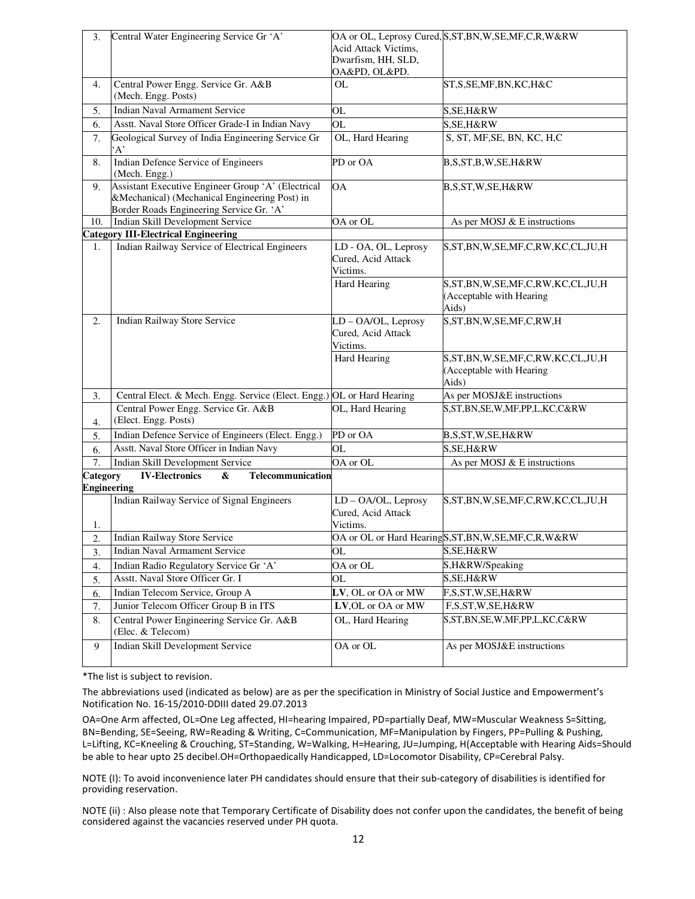| | | | |
|---|---|---|---|
| 3. | Central Water Engineering Service Gr 'A' | OA or OL, Leprosy Cured, Acid Attack Victims, Dwarfism, HH, SLD, OA&PD, OL&PD. | S,ST,BN,W,SE,MF,C,R,W&RW |
| 4. | Central Power Engg. Service Gr. A&B (Mech. Engg. Posts) | OL | ST,S,SE,MF,BN,KC,H&C |
| 5. | Indian Naval Armament Service | OL | S,SE,H&RW |
| 6. | Asstt. Naval Store Officer Grade-I in Indian Navy | OL | S,SE,H&RW |
| 7. | Geological Survey of India Engineering Service Gr 'A' | OL, Hard Hearing | S, ST, MF,SE, BN, KC, H,C |
| 8. | Indian Defence Service of Engineers (Mech. Engg.) | PD or OA | B,S,ST,B,W,SE,H&RW |
| 9. | Assistant Executive Engineer Group 'A' (Electrical &Mechanical) (Mechanical Engineering Post) in Border Roads Engineering Service Gr. 'A' | OA | B,S,ST,W,SE,H&RW |
| 10. | Indian Skill Development Service | OA or OL | As per MOSJ & E instructions |
| **Category III-Electrical Engineering** | | | |
| 1. | Indian Railway Service of Electrical Engineers | LD - OA, OL, Leprosy Cured, Acid Attack Victims. | S,ST,BN,W,SE,MF,C,RW,KC,CL,JU,H |
| | | Hard Hearing | S,ST,BN,W,SE,MF,C,RW,KC,CL,JU,H (Acceptable with Hearing Aids) |
| 2. | Indian Railway Store Service | LD – OA/OL, Leprosy Cured, Acid Attack Victims. | S,ST,BN,W,SE,MF,C,RW,H |
| | | Hard Hearing | S,ST,BN,W,SE,MF,C,RW,KC,CL,JU,H (Acceptable with Hearing Aids) |
| 3. | Central Elect. & Mech. Engg. Service (Elect. Engg.) | OL or Hard Hearing | As per MOSJ&E instructions |
| 4. | Central Power Engg. Service Gr. A&B (Elect. Engg. Posts) | OL, Hard Hearing | S,ST,BN,SE,W,MF,PP,L,KC,C&RW |
| 5. | Indian Defence Service of Engineers (Elect. Engg.) | PD or OA | B,S,ST,W,SE,H&RW |
| 6. | Asstt. Naval Store Officer in Indian Navy | OL | S,SE,H&RW |
| 7. | Indian Skill Development Service | OA or OL | As per MOSJ & E instructions |
| **Category IV-Electronics & Telecommunication Engineering** | | | |
| 1. | Indian Railway Service of Signal Engineers | LD – OA/OL, Leprosy Cured, Acid Attack Victims. | S,ST,BN,W,SE,MF,C,RW,KC,CL,JU,H |
| 2. | Indian Railway Store Service | OA or OL or Hard Hearing | S,ST,BN,W,SE,MF,C,R,W&RW |
| 3. | Indian Naval Armament Service | OL | S,SE,H&RW |
| 4. | Indian Radio Regulatory Service Gr 'A' | OA or OL | S,H&RW/Speaking |
| 5. | Asstt. Naval Store Officer Gr. I | OL | S,SE,H&RW |
| 6. | Indian Telecom Service, Group A | **LV**, OL or OA or MW | F,S,ST,W,SE,H&RW |
| 7. | Junior Telecom Officer Group B in ITS | **LV**,OL or OA or MW | F,S,ST,W,SE,H&RW |
| 8. | Central Power Engineering Service Gr. A&B (Elec. & Telecom) | OL, Hard Hearing | S,ST,BN,SE,W,MF,PP,L,KC,C&RW |
| 9 | Indian Skill Development Service | OA or OL | As per MOSJ&E instructions |

*The list is subject to revision.

The abbreviations used (indicated as below) are as per the specification in Ministry of Social Justice and Empowerment's Notification No. 16-15/2010-DDIII dated 29.07.2013

OA=One Arm affected, OL=One Leg affected, HI=hearing Impaired, PD=partially Deaf, MW=Muscular Weakness S=Sitting, BN=Bending, SE=Seeing, RW=Reading & Writing, C=Communication, MF=Manipulation by Fingers, PP=Pulling & Pushing, L=Lifting, KC=Kneeling & Crouching, ST=Standing, W=Walking, H=Hearing, JU=Jumping, H(Acceptable with Hearing Aids=Should be able to hear upto 25 decibel.OH=Orthopaedically Handicapped, LD=Locomotor Disability, CP=Cerebral Palsy.

NOTE (I): To avoid inconvenience later PH candidates should ensure that their sub-category of disabilities is identified for providing reservation.

NOTE (ii) : Also please note that Temporary Certificate of Disability does not confer upon the candidates, the benefit of being considered against the vacancies reserved under PH quota.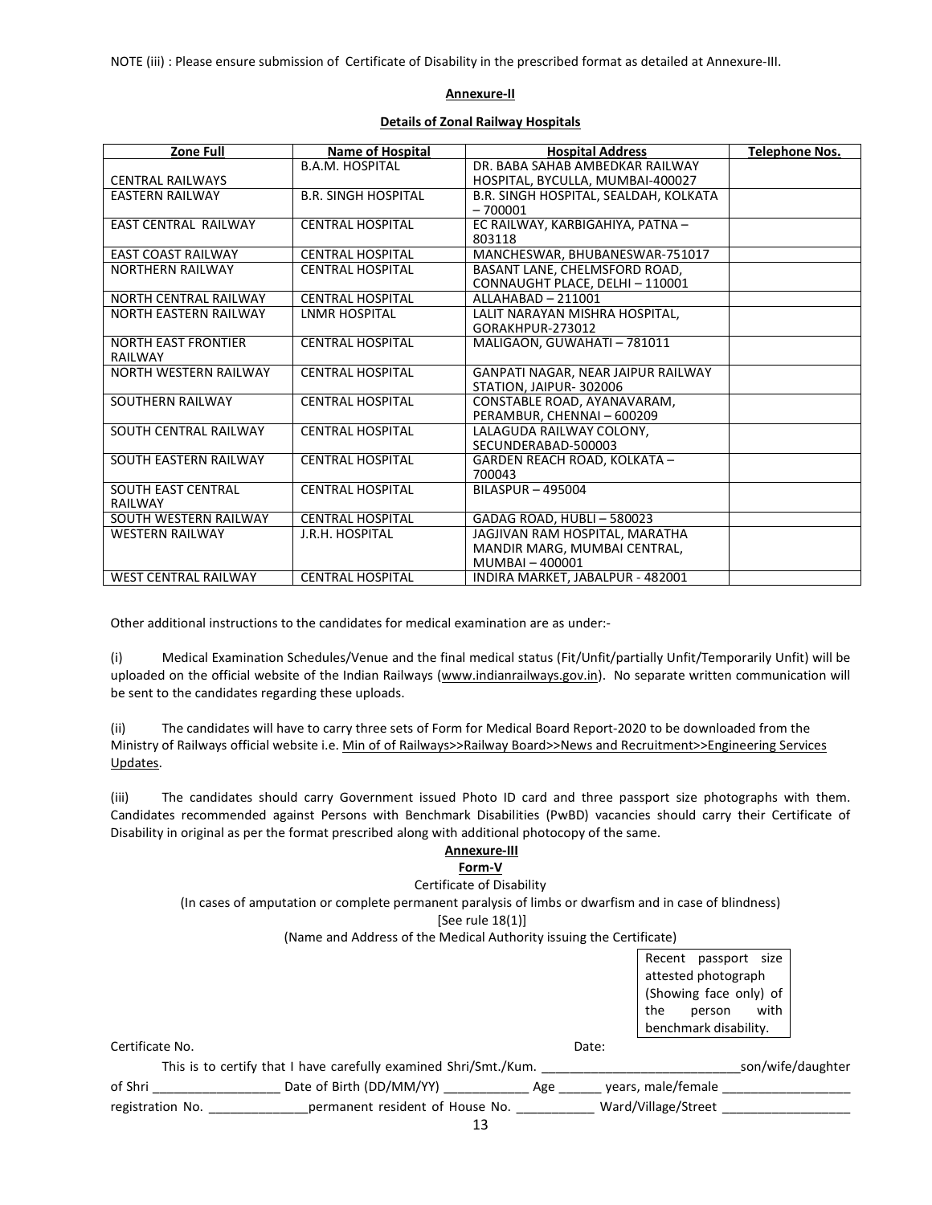NOTE (iii) : Please ensure submission of Certificate of Disability in the prescribed format as detailed at Annexure-III.

**Annexure-II**

**Details of Zonal Railway Hospitals**

| Zone Full | Name of Hospital | Hospital Address | Telephone Nos. |
|---|---|---|---|
| CENTRAL RAILWAYS | B.A.M. HOSPITAL | DR. BABA SAHAB AMBEDKAR RAILWAY HOSPITAL, BYCULLA, MUMBAI-400027 | |
| EASTERN RAILWAY | B.R. SINGH HOSPITAL | B.R. SINGH HOSPITAL, SEALDAH, KOLKATA – 700001 | |
| EAST CENTRAL RAILWAY | CENTRAL HOSPITAL | EC RAILWAY, KARBIGAHIYA, PATNA – 803118 | |
| EAST COAST RAILWAY | CENTRAL HOSPITAL | MANCHESWAR, BHUBANESWAR-751017 | |
| NORTHERN RAILWAY | CENTRAL HOSPITAL | BASANT LANE, CHELMSFORD ROAD, CONNAUGHT PLACE, DELHI – 110001 | |
| NORTH CENTRAL RAILWAY | CENTRAL HOSPITAL | ALLAHABAD – 211001 | |
| NORTH EASTERN RAILWAY | LNMR HOSPITAL | LALIT NARAYAN MISHRA HOSPITAL, GORAKHPUR-273012 | |
| NORTH EAST FRONTIER RAILWAY | CENTRAL HOSPITAL | MALIGAON, GUWAHATI – 781011 | |
| NORTH WESTERN RAILWAY | CENTRAL HOSPITAL | GANPATI NAGAR, NEAR JAIPUR RAILWAY STATION, JAIPUR- 302006 | |
| SOUTHERN RAILWAY | CENTRAL HOSPITAL | CONSTABLE ROAD, AYANAVARAM, PERAMBUR, CHENNAI – 600209 | |
| SOUTH CENTRAL RAILWAY | CENTRAL HOSPITAL | LALAGUDA RAILWAY COLONY, SECUNDERABAD-500003 | |
| SOUTH EASTERN RAILWAY | CENTRAL HOSPITAL | GARDEN REACH ROAD, KOLKATA – 700043 | |
| SOUTH EAST CENTRAL RAILWAY | CENTRAL HOSPITAL | BILASPUR – 495004 | |
| SOUTH WESTERN RAILWAY | CENTRAL HOSPITAL | GADAG ROAD, HUBLI – 580023 | |
| WESTERN RAILWAY | J.R.H. HOSPITAL | JAGJIVAN RAM HOSPITAL, MARATHA MANDIR MARG, MUMBAI CENTRAL, MUMBAI – 400001 | |
| WEST CENTRAL RAILWAY | CENTRAL HOSPITAL | INDIRA MARKET, JABALPUR - 482001 | |

Other additional instructions to the candidates for medical examination are as under:-

(i) Medical Examination Schedules/Venue and the final medical status (Fit/Unfit/partially Unfit/Temporarily Unfit) will be uploaded on the official website of the Indian Railways (www.indianrailways.gov.in). No separate written communication will be sent to the candidates regarding these uploads.

(ii) The candidates will have to carry three sets of Form for Medical Board Report-2020 to be downloaded from the Ministry of Railways official website i.e. Min of of Railways>>Railway Board>>News and Recruitment>>Engineering Services Updates.

(iii) The candidates should carry Government issued Photo ID card and three passport size photographs with them. Candidates recommended against Persons with Benchmark Disabilities (PwBD) vacancies should carry their Certificate of Disability in original as per the format prescribed along with additional photocopy of the same.

**Annexure-III**

**Form-V**

Certificate of Disability

(In cases of amputation or complete permanent paralysis of limbs or dwarfism and in case of blindness)

[See rule 18(1)]

(Name and Address of the Medical Authority issuing the Certificate)

| Recent passport size attested photograph (Showing face only) of the person with benchmark disability. |
|---|

Certificate No. Date:

This is to certify that I have carefully examined Shri/Smt./Kum. ____________________________son/wife/daughter of Shri _________________ Date of Birth (DD/MM/YY) ___________ Age ______ years, male/female _________________ registration No. _____________permanent resident of House No. __________ Ward/Village/Street _________________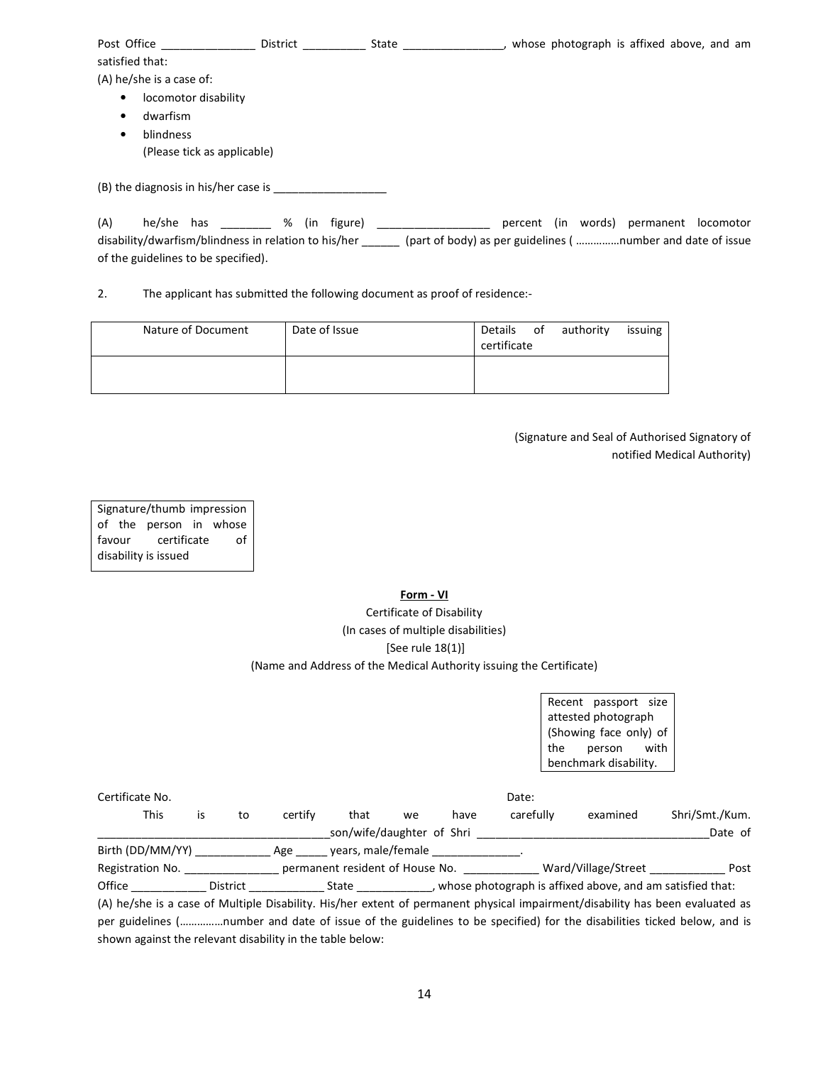Post Office _______________ District __________ State ________________, whose photograph is affixed above, and am satisfied that:

(A) he/she is a case of:

- locomotor disability
- dwarfism
- blindness

  (Please tick as applicable)

(B) the diagnosis in his/her case is __________________

(A) he/she has ________ % (in figure) __________________ percent (in words) permanent locomotor disability/dwarfism/blindness in relation to his/her ______ (part of body) as per guidelines ( ……………number and date of issue of the guidelines to be specified).

2. The applicant has submitted the following document as proof of residence:-

| Nature of Document | Date of Issue | Details of authority issuing certificate |
|---|---|---|
| | | |

(Signature and Seal of Authorised Signatory of notified Medical Authority)

| Signature/thumb impression of the person in whose favour certificate of disability is issued |
|---|

## Form - VI

Certificate of Disability

(In cases of multiple disabilities)

[See rule 18(1)]

(Name and Address of the Medical Authority issuing the Certificate)

| Recent passport size attested photograph (Showing face only) of the person with benchmark disability. |
|---|

Certificate No. Date:

This is to certify that we have carefully examined Shri/Smt./Kum. ____________________________________son/wife/daughter of Shri _______________________________________Date of Birth (DD/MM/YY) ____________ Age _____ years, male/female ______________.

Registration No. _______________ permanent resident of House No. ____________ Ward/Village/Street ____________ Post Office ____________ District ____________ State ____________, whose photograph is affixed above, and am satisfied that:

(A) he/she is a case of Multiple Disability. His/her extent of permanent physical impairment/disability has been evaluated as per guidelines (……………number and date of issue of the guidelines to be specified) for the disabilities ticked below, and is shown against the relevant disability in the table below: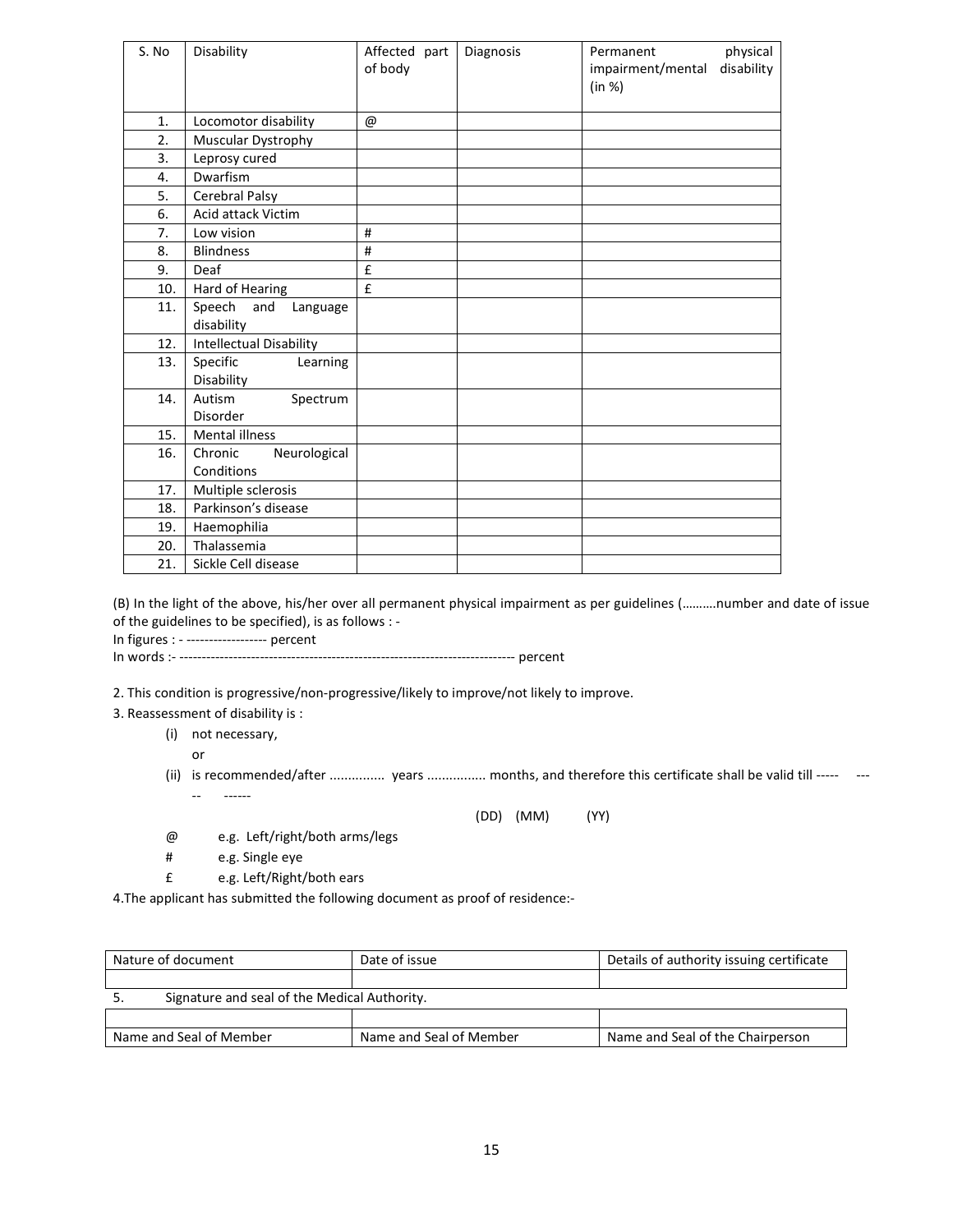| S. No | Disability | Affected part of body | Diagnosis | Permanent physical impairment/mental disability (in %) |
|---|---|---|---|---|
| 1. | Locomotor disability | @ | | |
| 2. | Muscular Dystrophy | | | |
| 3. | Leprosy cured | | | |
| 4. | Dwarfism | | | |
| 5. | Cerebral Palsy | | | |
| 6. | Acid attack Victim | | | |
| 7. | Low vision | # | | |
| 8. | Blindness | # | | |
| 9. | Deaf | £ | | |
| 10. | Hard of Hearing | £ | | |
| 11. | Speech and Language disability | | | |
| 12. | Intellectual Disability | | | |
| 13. | Specific Learning Disability | | | |
| 14. | Autism Spectrum Disorder | | | |
| 15. | Mental illness | | | |
| 16. | Chronic Neurological Conditions | | | |
| 17. | Multiple sclerosis | | | |
| 18. | Parkinson's disease | | | |
| 19. | Haemophilia | | | |
| 20. | Thalassemia | | | |
| 21. | Sickle Cell disease | | | |

(B) In the light of the above, his/her over all permanent physical impairment as per guidelines (……….number and date of issue of the guidelines to be specified), is as follows : -

In figures : - ------------------ percent

In words :- -------------------------------------------------------------------------- percent

2. This condition is progressive/non-progressive/likely to improve/not likely to improve.

3. Reassessment of disability is :

   (i) not necessary,

   or

   (ii) is recommended/after ............... years ................ months, and therefore this certificate shall be valid till ----- ----- ------

   (DD) (MM) (YY)

@ e.g. Left/right/both arms/legs

\# e.g. Single eye

£ e.g. Left/Right/both ears

4. The applicant has submitted the following document as proof of residence:-

| Nature of document | Date of issue | Details of authority issuing certificate |
|---|---|---|
| | | |

5. Signature and seal of the Medical Authority.

| | | |
|---|---|---|
| Name and Seal of Member | Name and Seal of Member | Name and Seal of the Chairperson |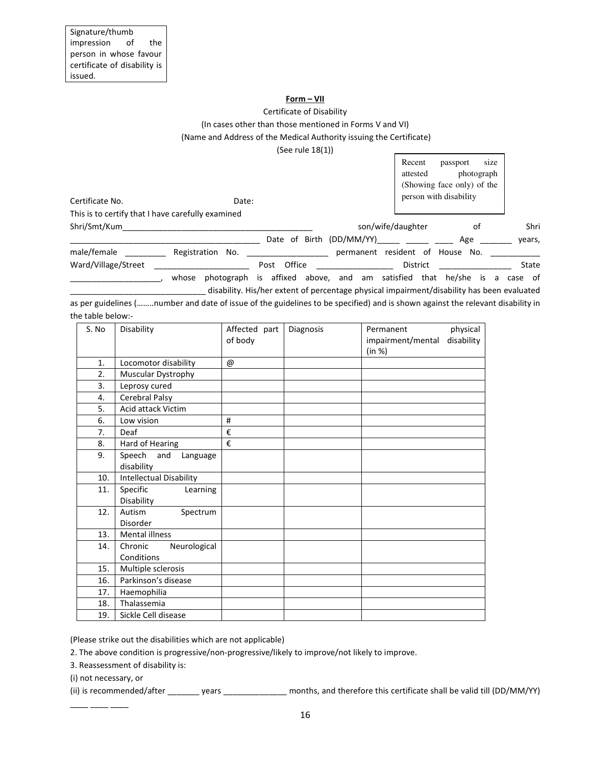Signature/thumb impression of the person in whose favour certificate of disability is issued.

**Form – VII**

Certificate of Disability

(In cases other than those mentioned in Forms V and VI)

(Name and Address of the Medical Authority issuing the Certificate)

(See rule 18(1))

Recent passport size attested photograph (Showing face only) of the person with disability

Certificate No. Date:

This is to certify that I have carefully examined Shri/Smt/Kum_________________________________________ son/wife/daughter of Shri _________________________________________ Date of Birth (DD/MM/YY)_____ _____ ____ Age _______ years, male/female _________ Registration No. _________________ permanent resident of House No. ___________ Ward/Village/Street ____________________ Post Office ________________ District _______________ State ___________________, whose photograph is affixed above, and am satisfied that he/she is a case of _____________________________ disability. His/her extent of percentage physical impairment/disability has been evaluated as per guidelines (……..number and date of issue of the guidelines to be specified) and is shown against the relevant disability in the table below:-

| S. No | Disability | Affected part of body | Diagnosis | Permanent physical impairment/mental disability (in %) |
|---|---|---|---|---|
| 1. | Locomotor disability | @ | | |
| 2. | Muscular Dystrophy | | | |
| 3. | Leprosy cured | | | |
| 4. | Cerebral Palsy | | | |
| 5. | Acid attack Victim | | | |
| 6. | Low vision | # | | |
| 7. | Deaf | € | | |
| 8. | Hard of Hearing | € | | |
| 9. | Speech and Language disability | | | |
| 10. | Intellectual Disability | | | |
| 11. | Specific Learning Disability | | | |
| 12. | Autism Spectrum Disorder | | | |
| 13. | Mental illness | | | |
| 14. | Chronic Neurological Conditions | | | |
| 15. | Multiple sclerosis | | | |
| 16. | Parkinson's disease | | | |
| 17. | Haemophilia | | | |
| 18. | Thalassemia | | | |
| 19. | Sickle Cell disease | | | |

(Please strike out the disabilities which are not applicable)

2. The above condition is progressive/non-progressive/likely to improve/not likely to improve.

3. Reassessment of disability is:

(i) not necessary, or

(ii) is recommended/after _______ years _____________ months, and therefore this certificate shall be valid till (DD/MM/YY) ____ ____ ____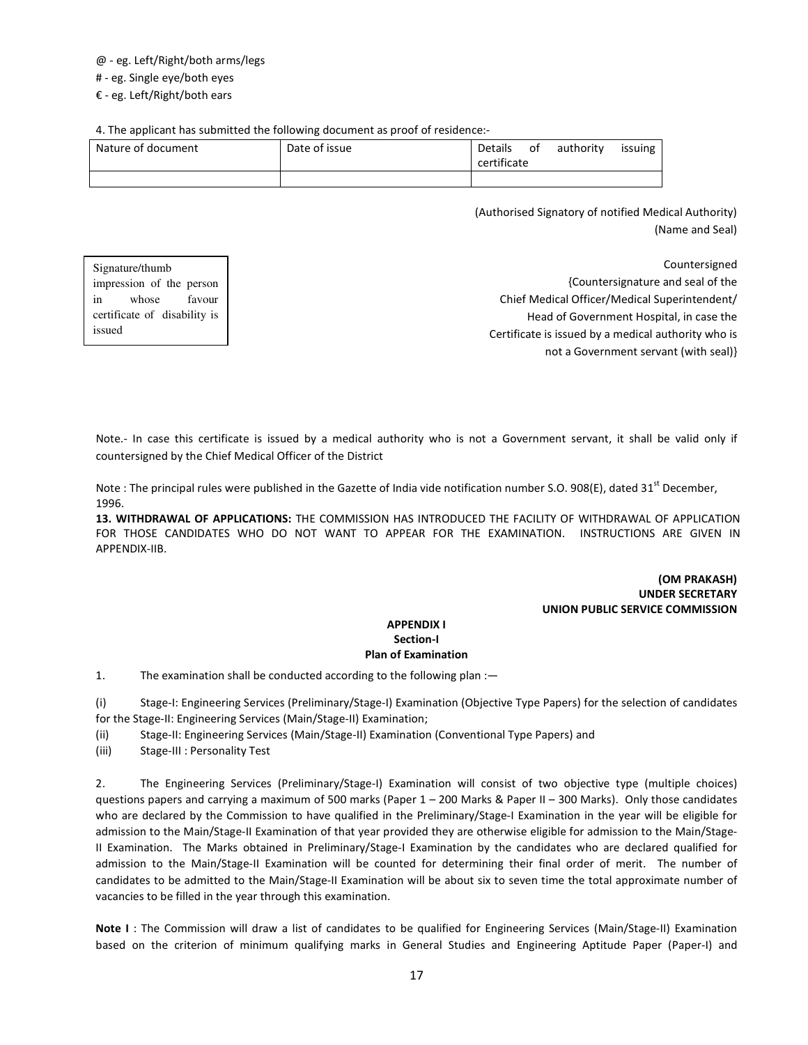@ - eg. Left/Right/both arms/legs

# - eg. Single eye/both eyes

€ - eg. Left/Right/both ears

4. The applicant has submitted the following document as proof of residence:-

| Nature of document | Date of issue | Details of authority issuing certificate |
|---|---|---|
| | | |

(Authorised Signatory of notified Medical Authority)
(Name and Seal)

Signature/thumb impression of the person in whose favour certificate of disability is issued

Countersigned
{Countersignature and seal of the Chief Medical Officer/Medical Superintendent/ Head of Government Hospital, in case the Certificate is issued by a medical authority who is not a Government servant (with seal)}

Note.- In case this certificate is issued by a medical authority who is not a Government servant, it shall be valid only if countersigned by the Chief Medical Officer of the District

Note : The principal rules were published in the Gazette of India vide notification number S.O. 908(E), dated 31st December, 1996.

**13. WITHDRAWAL OF APPLICATIONS:** THE COMMISSION HAS INTRODUCED THE FACILITY OF WITHDRAWAL OF APPLICATION FOR THOSE CANDIDATES WHO DO NOT WANT TO APPEAR FOR THE EXAMINATION. INSTRUCTIONS ARE GIVEN IN APPENDIX-IIB.

**(OM PRAKASH)**
**UNDER SECRETARY**
**UNION PUBLIC SERVICE COMMISSION**

## APPENDIX I
### Section-I
### Plan of Examination

1. The examination shall be conducted according to the following plan :—

(i) Stage-I: Engineering Services (Preliminary/Stage-I) Examination (Objective Type Papers) for the selection of candidates for the Stage-II: Engineering Services (Main/Stage-II) Examination;

(ii) Stage-II: Engineering Services (Main/Stage-II) Examination (Conventional Type Papers) and

(iii) Stage-III : Personality Test

2. The Engineering Services (Preliminary/Stage-I) Examination will consist of two objective type (multiple choices) questions papers and carrying a maximum of 500 marks (Paper 1 – 200 Marks & Paper II – 300 Marks). Only those candidates who are declared by the Commission to have qualified in the Preliminary/Stage-I Examination in the year will be eligible for admission to the Main/Stage-II Examination of that year provided they are otherwise eligible for admission to the Main/Stage-II Examination. The Marks obtained in Preliminary/Stage-I Examination by the candidates who are declared qualified for admission to the Main/Stage-II Examination will be counted for determining their final order of merit. The number of candidates to be admitted to the Main/Stage-II Examination will be about six to seven time the total approximate number of vacancies to be filled in the year through this examination.

**Note I** : The Commission will draw a list of candidates to be qualified for Engineering Services (Main/Stage-II) Examination based on the criterion of minimum qualifying marks in General Studies and Engineering Aptitude Paper (Paper-I) and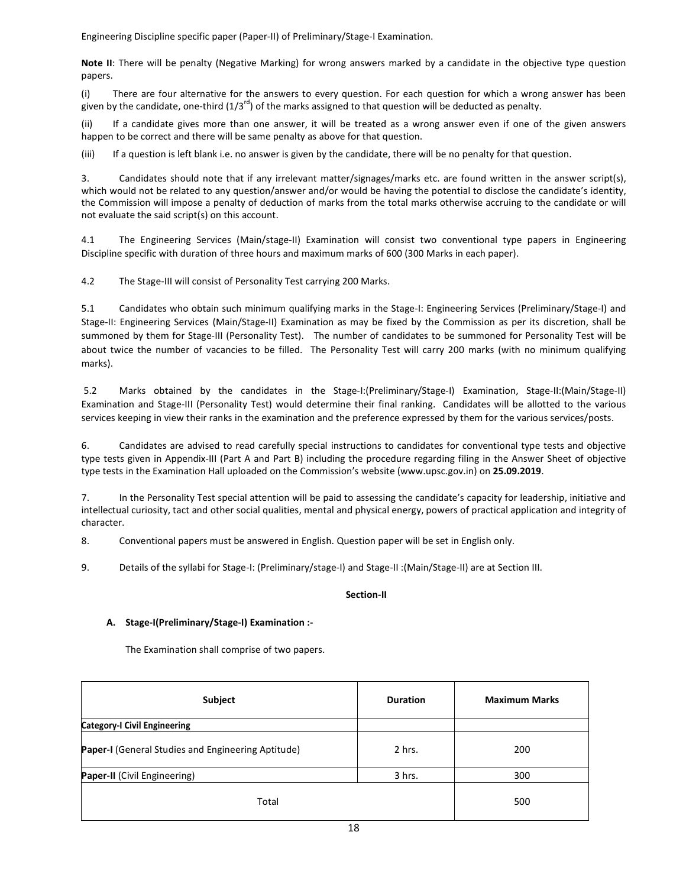Engineering Discipline specific paper (Paper-II) of Preliminary/Stage-I Examination.

**Note II**: There will be penalty (Negative Marking) for wrong answers marked by a candidate in the objective type question papers.

(i) There are four alternative for the answers to every question. For each question for which a wrong answer has been given by the candidate, one-third (1/3rd) of the marks assigned to that question will be deducted as penalty.

(ii) If a candidate gives more than one answer, it will be treated as a wrong answer even if one of the given answers happen to be correct and there will be same penalty as above for that question.

(iii) If a question is left blank i.e. no answer is given by the candidate, there will be no penalty for that question.

3. Candidates should note that if any irrelevant matter/signages/marks etc. are found written in the answer script(s), which would not be related to any question/answer and/or would be having the potential to disclose the candidate's identity, the Commission will impose a penalty of deduction of marks from the total marks otherwise accruing to the candidate or will not evaluate the said script(s) on this account.

4.1 The Engineering Services (Main/stage-II) Examination will consist two conventional type papers in Engineering Discipline specific with duration of three hours and maximum marks of 600 (300 Marks in each paper).

4.2 The Stage-III will consist of Personality Test carrying 200 Marks.

5.1 Candidates who obtain such minimum qualifying marks in the Stage-I: Engineering Services (Preliminary/Stage-I) and Stage-II: Engineering Services (Main/Stage-II) Examination as may be fixed by the Commission as per its discretion, shall be summoned by them for Stage-III (Personality Test). The number of candidates to be summoned for Personality Test will be about twice the number of vacancies to be filled. The Personality Test will carry 200 marks (with no minimum qualifying marks).

5.2 Marks obtained by the candidates in the Stage-I:(Preliminary/Stage-I) Examination, Stage-II:(Main/Stage-II) Examination and Stage-III (Personality Test) would determine their final ranking. Candidates will be allotted to the various services keeping in view their ranks in the examination and the preference expressed by them for the various services/posts.

6. Candidates are advised to read carefully special instructions to candidates for conventional type tests and objective type tests given in Appendix-III (Part A and Part B) including the procedure regarding filing in the Answer Sheet of objective type tests in the Examination Hall uploaded on the Commission's website (www.upsc.gov.in) on **25.09.2019**.

7. In the Personality Test special attention will be paid to assessing the candidate's capacity for leadership, initiative and intellectual curiosity, tact and other social qualities, mental and physical energy, powers of practical application and integrity of character.

8. Conventional papers must be answered in English. Question paper will be set in English only.

9. Details of the syllabi for Stage-I: (Preliminary/stage-I) and Stage-II :(Main/Stage-II) are at Section III.

**Section-II**

**A. Stage-I(Preliminary/Stage-I) Examination :-**

The Examination shall comprise of two papers.

| Subject | Duration | Maximum Marks |
|---|---|---|
| **Category-I Civil Engineering** | | |
| **Paper-I** (General Studies and Engineering Aptitude) | 2 hrs. | 200 |
| **Paper-II** (Civil Engineering) | 3 hrs. | 300 |
| Total | | 500 |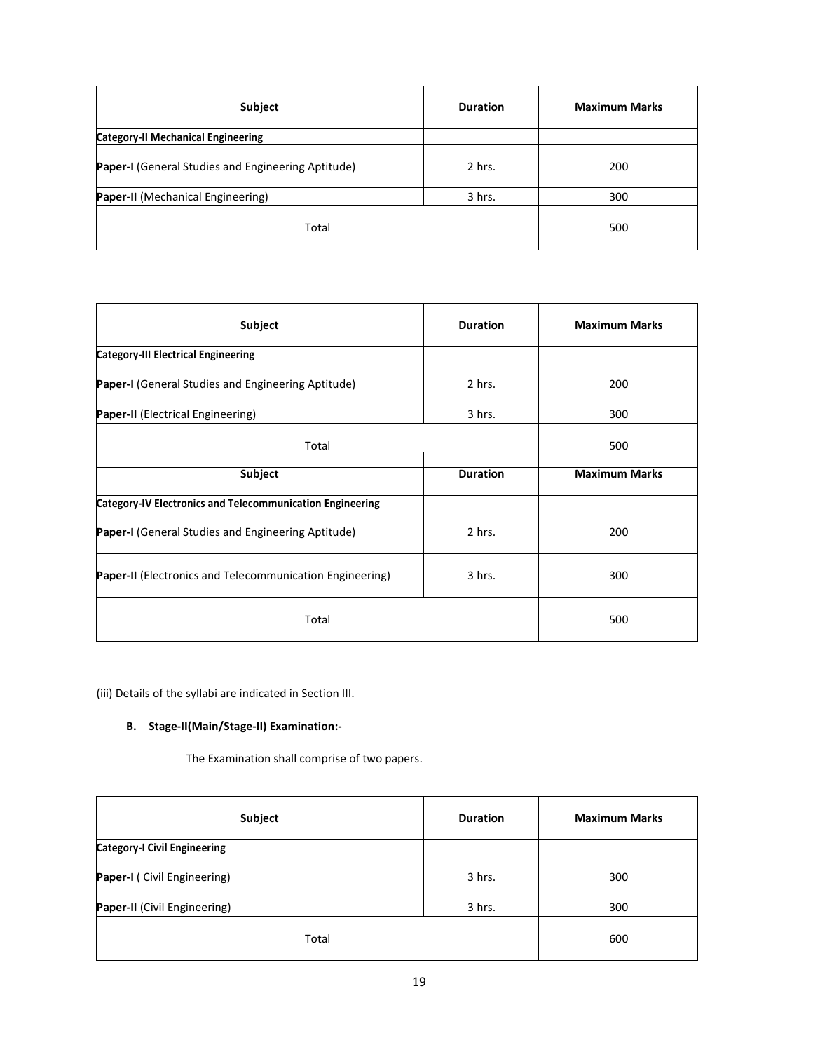| Subject | Duration | Maximum Marks |
|---|---|---|
| **Category-II Mechanical Engineering** | | |
| **Paper-I** (General Studies and Engineering Aptitude) | 2 hrs. | 200 |
| **Paper-II** (Mechanical Engineering) | 3 hrs. | 300 |
| Total | | 500 |

| Subject | Duration | Maximum Marks |
|---|---|---|
| **Category-III Electrical Engineering** | | |
| **Paper-I** (General Studies and Engineering Aptitude) | 2 hrs. | 200 |
| **Paper-II** (Electrical Engineering) | 3 hrs. | 300 |
| Total | | 500 |

| Subject | Duration | Maximum Marks |
|---|---|---|
| **Category-IV Electronics and Telecommunication Engineering** | | |
| **Paper-I** (General Studies and Engineering Aptitude) | 2 hrs. | 200 |
| **Paper-II** (Electronics and Telecommunication Engineering) | 3 hrs. | 300 |
| Total | | 500 |

(iii) Details of the syllabi are indicated in Section III.

**B. Stage-II(Main/Stage-II) Examination:-**

The Examination shall comprise of two papers.

| Subject | Duration | Maximum Marks |
|---|---|---|
| **Category-I Civil Engineering** | | |
| **Paper-I** ( Civil Engineering) | 3 hrs. | 300 |
| **Paper-II** (Civil Engineering) | 3 hrs. | 300 |
| Total | | 600 |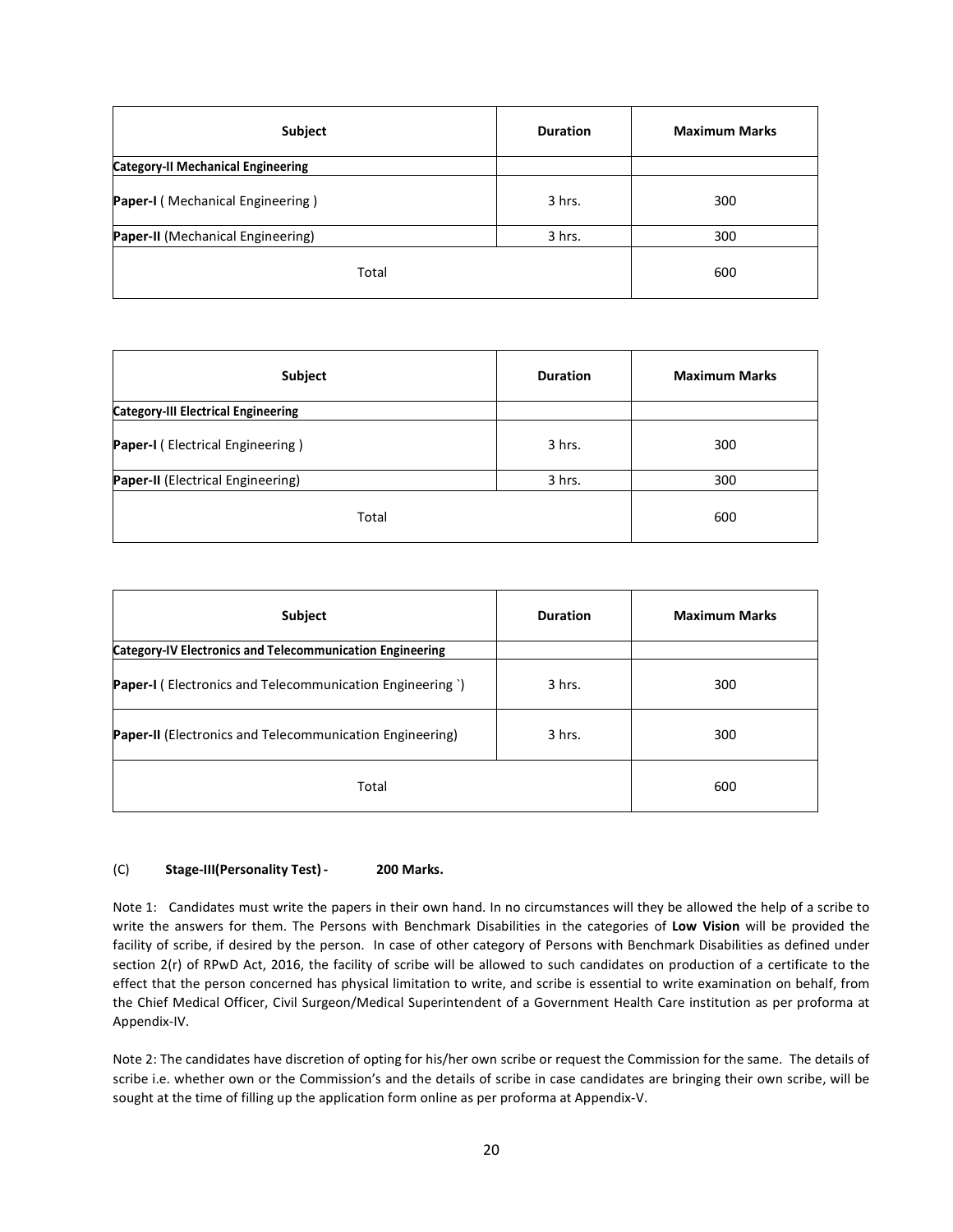| Subject | Duration | Maximum Marks |
|---|---|---|
| **Category-II Mechanical Engineering** | | |
| **Paper-I** ( Mechanical Engineering ) | 3 hrs. | 300 |
| **Paper-II** (Mechanical Engineering) | 3 hrs. | 300 |
| Total | | 600 |

| Subject | Duration | Maximum Marks |
|---|---|---|
| **Category-III Electrical Engineering** | | |
| **Paper-I** ( Electrical Engineering ) | 3 hrs. | 300 |
| **Paper-II** (Electrical Engineering) | 3 hrs. | 300 |
| Total | | 600 |

| Subject | Duration | Maximum Marks |
|---|---|---|
| **Category-IV Electronics and Telecommunication Engineering** | | |
| **Paper-I** ( Electronics and Telecommunication Engineering `) | 3 hrs. | 300 |
| **Paper-II** (Electronics and Telecommunication Engineering) | 3 hrs. | 300 |
| Total | | 600 |

(C) **Stage-III(Personality Test) - 200 Marks.**

Note 1: Candidates must write the papers in their own hand. In no circumstances will they be allowed the help of a scribe to write the answers for them. The Persons with Benchmark Disabilities in the categories of **Low Vision** will be provided the facility of scribe, if desired by the person. In case of other category of Persons with Benchmark Disabilities as defined under section 2(r) of RPwD Act, 2016, the facility of scribe will be allowed to such candidates on production of a certificate to the effect that the person concerned has physical limitation to write, and scribe is essential to write examination on behalf, from the Chief Medical Officer, Civil Surgeon/Medical Superintendent of a Government Health Care institution as per proforma at Appendix-IV.

Note 2: The candidates have discretion of opting for his/her own scribe or request the Commission for the same. The details of scribe i.e. whether own or the Commission's and the details of scribe in case candidates are bringing their own scribe, will be sought at the time of filling up the application form online as per proforma at Appendix-V.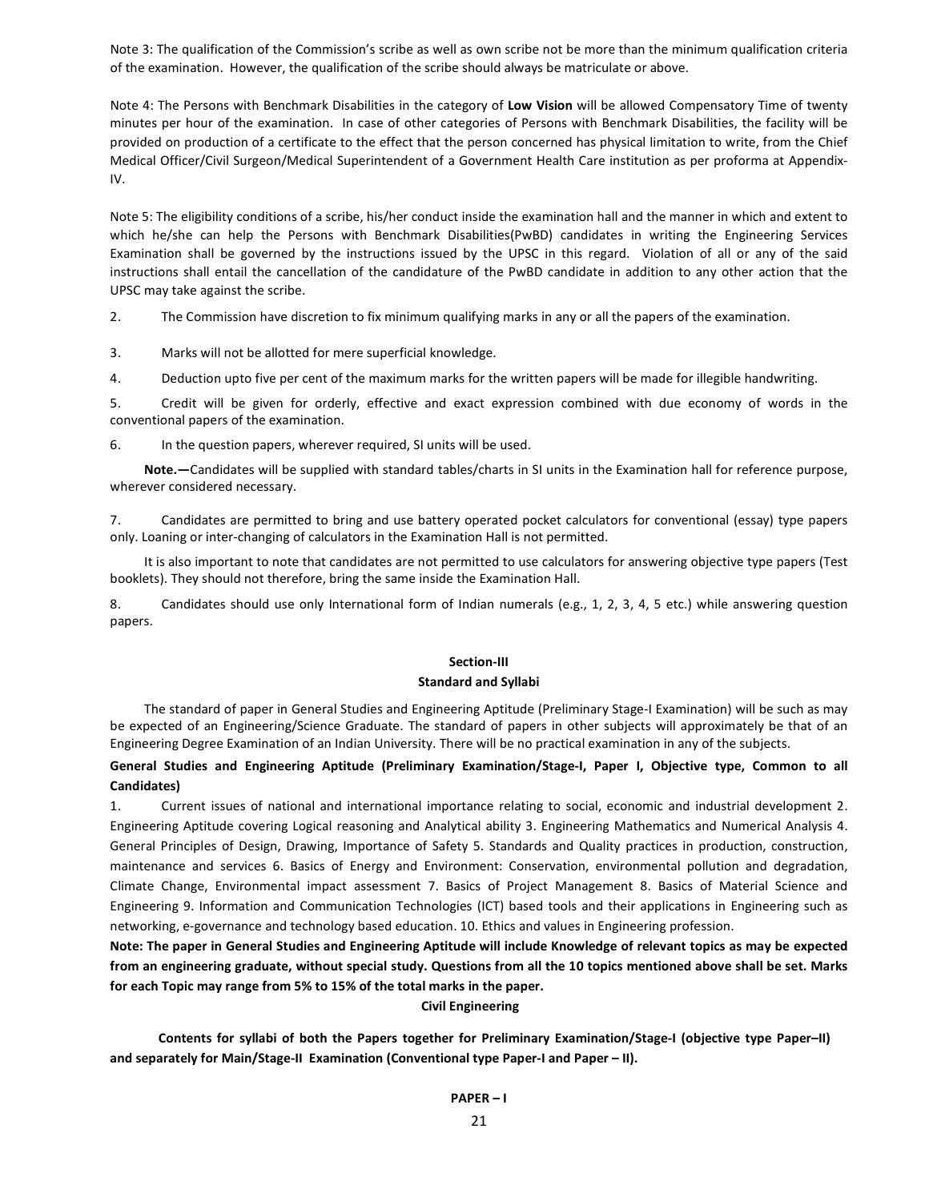Note 3: The qualification of the Commission's scribe as well as own scribe not be more than the minimum qualification criteria of the examination. However, the qualification of the scribe should always be matriculate or above.

Note 4: The Persons with Benchmark Disabilities in the category of **Low Vision** will be allowed Compensatory Time of twenty minutes per hour of the examination. In case of other categories of Persons with Benchmark Disabilities, the facility will be provided on production of a certificate to the effect that the person concerned has physical limitation to write, from the Chief Medical Officer/Civil Surgeon/Medical Superintendent of a Government Health Care institution as per proforma at Appendix-IV.

Note 5: The eligibility conditions of a scribe, his/her conduct inside the examination hall and the manner in which and extent to which he/she can help the Persons with Benchmark Disabilities(PwBD) candidates in writing the Engineering Services Examination shall be governed by the instructions issued by the UPSC in this regard. Violation of all or any of the said instructions shall entail the cancellation of the candidature of the PwBD candidate in addition to any other action that the UPSC may take against the scribe.

2. The Commission have discretion to fix minimum qualifying marks in any or all the papers of the examination.

3. Marks will not be allotted for mere superficial knowledge.

4. Deduction upto five per cent of the maximum marks for the written papers will be made for illegible handwriting.

5. Credit will be given for orderly, effective and exact expression combined with due economy of words in the conventional papers of the examination.

6. In the question papers, wherever required, SI units will be used.

**Note.—**Candidates will be supplied with standard tables/charts in SI units in the Examination hall for reference purpose, wherever considered necessary.

7. Candidates are permitted to bring and use battery operated pocket calculators for conventional (essay) type papers only. Loaning or inter-changing of calculators in the Examination Hall is not permitted.

It is also important to note that candidates are not permitted to use calculators for answering objective type papers (Test booklets). They should not therefore, bring the same inside the Examination Hall.

8. Candidates should use only International form of Indian numerals (e.g., 1, 2, 3, 4, 5 etc.) while answering question papers.

## Section-III

## Standard and Syllabi

The standard of paper in General Studies and Engineering Aptitude (Preliminary Stage-I Examination) will be such as may be expected of an Engineering/Science Graduate. The standard of papers in other subjects will approximately be that of an Engineering Degree Examination of an Indian University. There will be no practical examination in any of the subjects.

**General Studies and Engineering Aptitude (Preliminary Examination/Stage-I, Paper I, Objective type, Common to all Candidates)**

1. Current issues of national and international importance relating to social, economic and industrial development 2. Engineering Aptitude covering Logical reasoning and Analytical ability 3. Engineering Mathematics and Numerical Analysis 4. General Principles of Design, Drawing, Importance of Safety 5. Standards and Quality practices in production, construction, maintenance and services 6. Basics of Energy and Environment: Conservation, environmental pollution and degradation, Climate Change, Environmental impact assessment 7. Basics of Project Management 8. Basics of Material Science and Engineering 9. Information and Communication Technologies (ICT) based tools and their applications in Engineering such as networking, e-governance and technology based education. 10. Ethics and values in Engineering profession.

**Note: The paper in General Studies and Engineering Aptitude will include Knowledge of relevant topics as may be expected from an engineering graduate, without special study. Questions from all the 10 topics mentioned above shall be set. Marks for each Topic may range from 5% to 15% of the total marks in the paper.**

## Civil Engineering

**Contents for syllabi of both the Papers together for Preliminary Examination/Stage-I (objective type Paper–II) and separately for Main/Stage-II Examination (Conventional type Paper-I and Paper – II).**

**PAPER – I**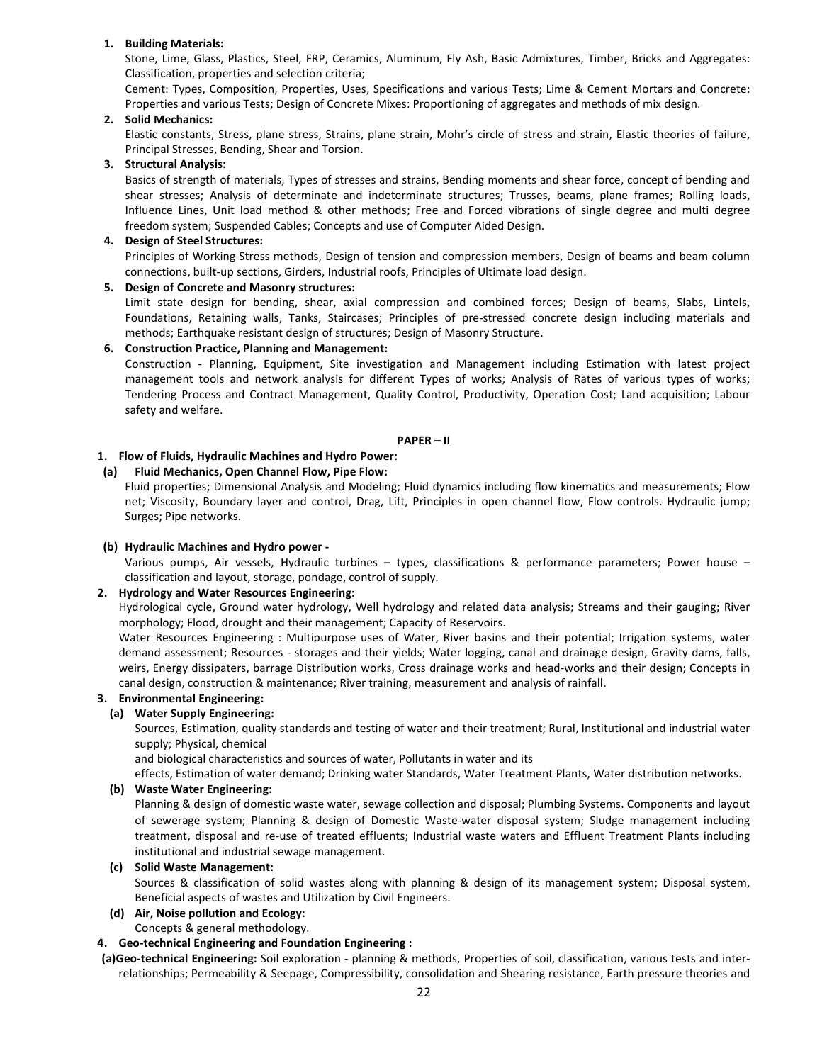1. **Building Materials:**

   Stone, Lime, Glass, Plastics, Steel, FRP, Ceramics, Aluminum, Fly Ash, Basic Admixtures, Timber, Bricks and Aggregates: Classification, properties and selection criteria;

   Cement: Types, Composition, Properties, Uses, Specifications and various Tests; Lime & Cement Mortars and Concrete: Properties and various Tests; Design of Concrete Mixes: Proportioning of aggregates and methods of mix design.

2. **Solid Mechanics:**

   Elastic constants, Stress, plane stress, Strains, plane strain, Mohr's circle of stress and strain, Elastic theories of failure, Principal Stresses, Bending, Shear and Torsion.

3. **Structural Analysis:**

   Basics of strength of materials, Types of stresses and strains, Bending moments and shear force, concept of bending and shear stresses; Analysis of determinate and indeterminate structures; Trusses, beams, plane frames; Rolling loads, Influence Lines, Unit load method & other methods; Free and Forced vibrations of single degree and multi degree freedom system; Suspended Cables; Concepts and use of Computer Aided Design.

4. **Design of Steel Structures:**

   Principles of Working Stress methods, Design of tension and compression members, Design of beams and beam column connections, built-up sections, Girders, Industrial roofs, Principles of Ultimate load design.

5. **Design of Concrete and Masonry structures:**

   Limit state design for bending, shear, axial compression and combined forces; Design of beams, Slabs, Lintels, Foundations, Retaining walls, Tanks, Staircases; Principles of pre-stressed concrete design including materials and methods; Earthquake resistant design of structures; Design of Masonry Structure.

6. **Construction Practice, Planning and Management:**

   Construction - Planning, Equipment, Site investigation and Management including Estimation with latest project management tools and network analysis for different Types of works; Analysis of Rates of various types of works; Tendering Process and Contract Management, Quality Control, Productivity, Operation Cost; Land acquisition; Labour safety and welfare.

## PAPER – II

1. **Flow of Fluids, Hydraulic Machines and Hydro Power:**

   **(a) Fluid Mechanics, Open Channel Flow, Pipe Flow:**

   Fluid properties; Dimensional Analysis and Modeling; Fluid dynamics including flow kinematics and measurements; Flow net; Viscosity, Boundary layer and control, Drag, Lift, Principles in open channel flow, Flow controls. Hydraulic jump; Surges; Pipe networks.

   **(b) Hydraulic Machines and Hydro power -**

   Various pumps, Air vessels, Hydraulic turbines – types, classifications & performance parameters; Power house – classification and layout, storage, pondage, control of supply.

2. **Hydrology and Water Resources Engineering:**

   Hydrological cycle, Ground water hydrology, Well hydrology and related data analysis; Streams and their gauging; River morphology; Flood, drought and their management; Capacity of Reservoirs.

   Water Resources Engineering : Multipurpose uses of Water, River basins and their potential; Irrigation systems, water demand assessment; Resources - storages and their yields; Water logging, canal and drainage design, Gravity dams, falls, weirs, Energy dissipaters, barrage Distribution works, Cross drainage works and head-works and their design; Concepts in canal design, construction & maintenance; River training, measurement and analysis of rainfall.

3. **Environmental Engineering:**

   **(a) Water Supply Engineering:**

   Sources, Estimation, quality standards and testing of water and their treatment; Rural, Institutional and industrial water supply; Physical, chemical and biological characteristics and sources of water, Pollutants in water and its effects, Estimation of water demand; Drinking water Standards, Water Treatment Plants, Water distribution networks.

   **(b) Waste Water Engineering:**

   Planning & design of domestic waste water, sewage collection and disposal; Plumbing Systems. Components and layout of sewerage system; Planning & design of Domestic Waste-water disposal system; Sludge management including treatment, disposal and re-use of treated effluents; Industrial waste waters and Effluent Treatment Plants including institutional and industrial sewage management.

   **(c) Solid Waste Management:**

   Sources & classification of solid wastes along with planning & design of its management system; Disposal system, Beneficial aspects of wastes and Utilization by Civil Engineers.

   **(d) Air, Noise pollution and Ecology:**

   Concepts & general methodology.

4. **Geo-technical Engineering and Foundation Engineering :**

   **(a)Geo-technical Engineering:** Soil exploration - planning & methods, Properties of soil, classification, various tests and inter-relationships; Permeability & Seepage, Compressibility, consolidation and Shearing resistance, Earth pressure theories and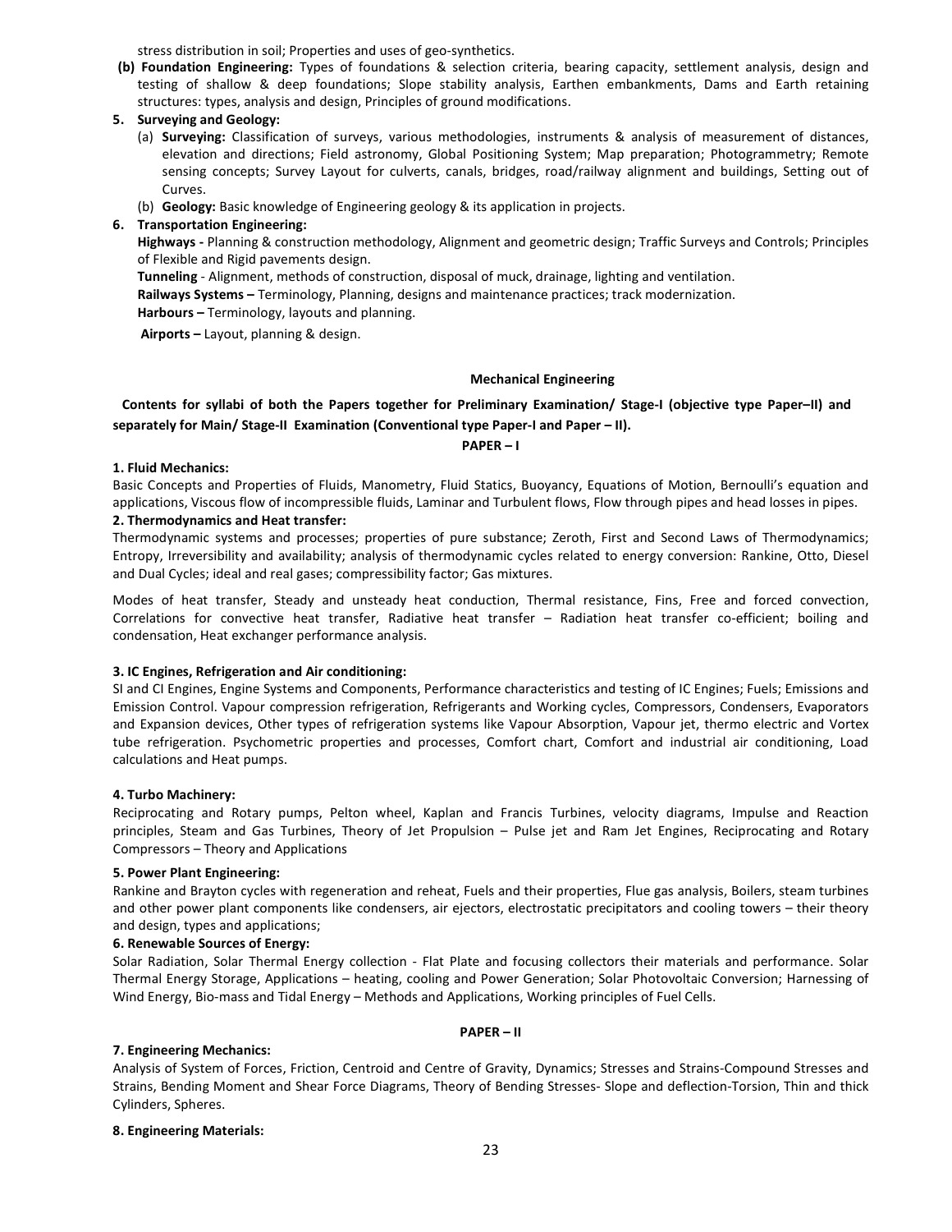stress distribution in soil; Properties and uses of geo-synthetics.

**(b) Foundation Engineering:** Types of foundations & selection criteria, bearing capacity, settlement analysis, design and testing of shallow & deep foundations; Slope stability analysis, Earthen embankments, Dams and Earth retaining structures: types, analysis and design, Principles of ground modifications.

**5. Surveying and Geology:**

(a) **Surveying:** Classification of surveys, various methodologies, instruments & analysis of measurement of distances, elevation and directions; Field astronomy, Global Positioning System; Map preparation; Photogrammetry; Remote sensing concepts; Survey Layout for culverts, canals, bridges, road/railway alignment and buildings, Setting out of Curves.

(b) **Geology:** Basic knowledge of Engineering geology & its application in projects.

**6. Transportation Engineering:**

**Highways -** Planning & construction methodology, Alignment and geometric design; Traffic Surveys and Controls; Principles of Flexible and Rigid pavements design.

**Tunneling** - Alignment, methods of construction, disposal of muck, drainage, lighting and ventilation.

**Railways Systems –** Terminology, Planning, designs and maintenance practices; track modernization.

**Harbours –** Terminology, layouts and planning.

**Airports –** Layout, planning & design.

## Mechanical Engineering

**Contents for syllabi of both the Papers together for Preliminary Examination/ Stage-I (objective type Paper–II) and separately for Main/ Stage-II Examination (Conventional type Paper-I and Paper – II).**

### PAPER – I

**1. Fluid Mechanics:**

Basic Concepts and Properties of Fluids, Manometry, Fluid Statics, Buoyancy, Equations of Motion, Bernoulli's equation and applications, Viscous flow of incompressible fluids, Laminar and Turbulent flows, Flow through pipes and head losses in pipes.

**2. Thermodynamics and Heat transfer:**

Thermodynamic systems and processes; properties of pure substance; Zeroth, First and Second Laws of Thermodynamics; Entropy, Irreversibility and availability; analysis of thermodynamic cycles related to energy conversion: Rankine, Otto, Diesel and Dual Cycles; ideal and real gases; compressibility factor; Gas mixtures.

Modes of heat transfer, Steady and unsteady heat conduction, Thermal resistance, Fins, Free and forced convection, Correlations for convective heat transfer, Radiative heat transfer – Radiation heat transfer co-efficient; boiling and condensation, Heat exchanger performance analysis.

**3. IC Engines, Refrigeration and Air conditioning:**

SI and CI Engines, Engine Systems and Components, Performance characteristics and testing of IC Engines; Fuels; Emissions and Emission Control. Vapour compression refrigeration, Refrigerants and Working cycles, Compressors, Condensers, Evaporators and Expansion devices, Other types of refrigeration systems like Vapour Absorption, Vapour jet, thermo electric and Vortex tube refrigeration. Psychometric properties and processes, Comfort chart, Comfort and industrial air conditioning, Load calculations and Heat pumps.

**4. Turbo Machinery:**

Reciprocating and Rotary pumps, Pelton wheel, Kaplan and Francis Turbines, velocity diagrams, Impulse and Reaction principles, Steam and Gas Turbines, Theory of Jet Propulsion – Pulse jet and Ram Jet Engines, Reciprocating and Rotary Compressors – Theory and Applications

**5. Power Plant Engineering:**

Rankine and Brayton cycles with regeneration and reheat, Fuels and their properties, Flue gas analysis, Boilers, steam turbines and other power plant components like condensers, air ejectors, electrostatic precipitators and cooling towers – their theory and design, types and applications;

**6. Renewable Sources of Energy:**

Solar Radiation, Solar Thermal Energy collection - Flat Plate and focusing collectors their materials and performance. Solar Thermal Energy Storage, Applications – heating, cooling and Power Generation; Solar Photovoltaic Conversion; Harnessing of Wind Energy, Bio-mass and Tidal Energy – Methods and Applications, Working principles of Fuel Cells.

### PAPER – II

**7. Engineering Mechanics:**

Analysis of System of Forces, Friction, Centroid and Centre of Gravity, Dynamics; Stresses and Strains-Compound Stresses and Strains, Bending Moment and Shear Force Diagrams, Theory of Bending Stresses- Slope and deflection-Torsion, Thin and thick Cylinders, Spheres.

**8. Engineering Materials:**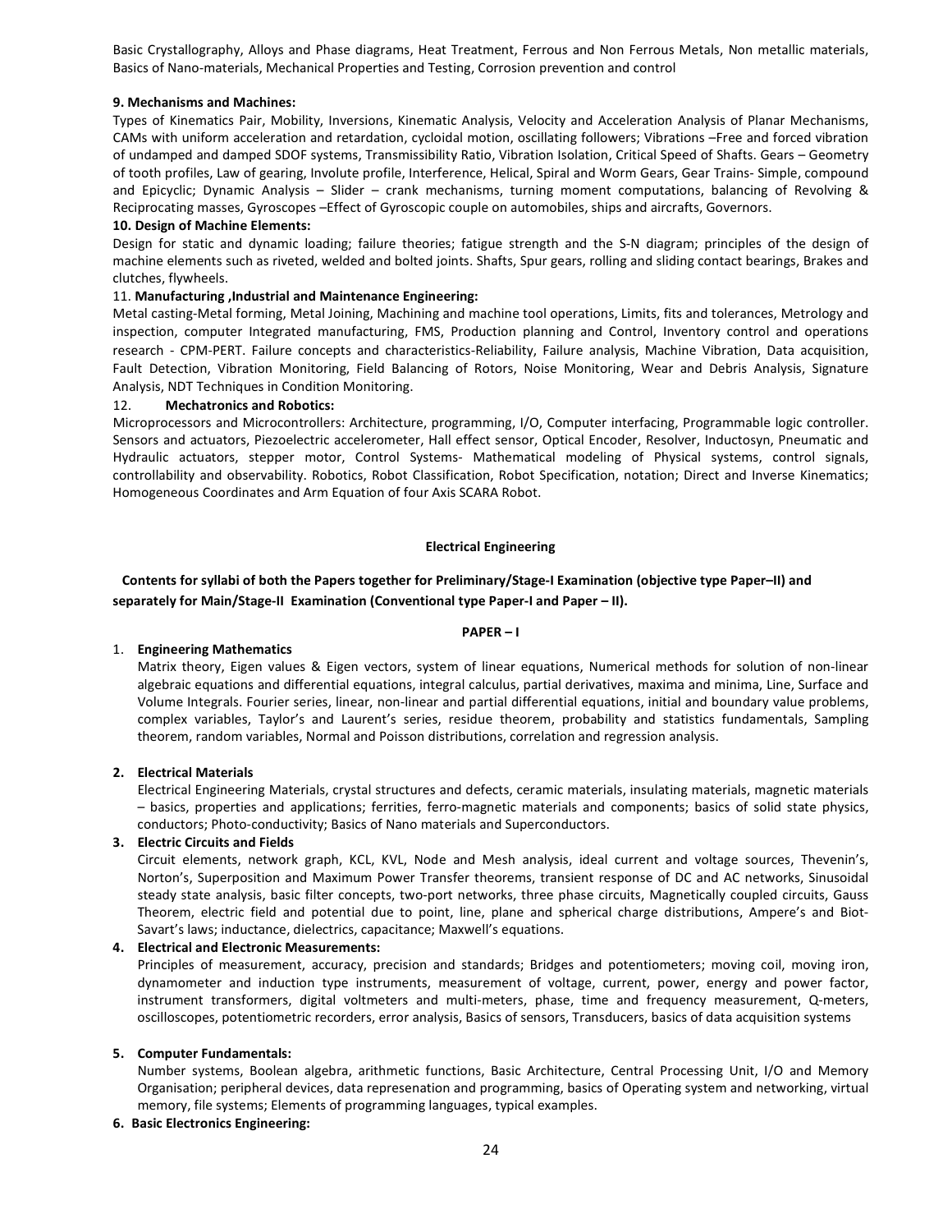Basic Crystallography, Alloys and Phase diagrams, Heat Treatment, Ferrous and Non Ferrous Metals, Non metallic materials, Basics of Nano-materials, Mechanical Properties and Testing, Corrosion prevention and control

**9. Mechanisms and Machines:**

Types of Kinematics Pair, Mobility, Inversions, Kinematic Analysis, Velocity and Acceleration Analysis of Planar Mechanisms, CAMs with uniform acceleration and retardation, cycloidal motion, oscillating followers; Vibrations –Free and forced vibration of undamped and damped SDOF systems, Transmissibility Ratio, Vibration Isolation, Critical Speed of Shafts. Gears – Geometry of tooth profiles, Law of gearing, Involute profile, Interference, Helical, Spiral and Worm Gears, Gear Trains- Simple, compound and Epicyclic; Dynamic Analysis – Slider – crank mechanisms, turning moment computations, balancing of Revolving & Reciprocating masses, Gyroscopes –Effect of Gyroscopic couple on automobiles, ships and aircrafts, Governors.

**10. Design of Machine Elements:**

Design for static and dynamic loading; failure theories; fatigue strength and the S-N diagram; principles of the design of machine elements such as riveted, welded and bolted joints. Shafts, Spur gears, rolling and sliding contact bearings, Brakes and clutches, flywheels.

11. **Manufacturing ,Industrial and Maintenance Engineering:**

Metal casting-Metal forming, Metal Joining, Machining and machine tool operations, Limits, fits and tolerances, Metrology and inspection, computer Integrated manufacturing, FMS, Production planning and Control, Inventory control and operations research - CPM-PERT. Failure concepts and characteristics-Reliability, Failure analysis, Machine Vibration, Data acquisition, Fault Detection, Vibration Monitoring, Field Balancing of Rotors, Noise Monitoring, Wear and Debris Analysis, Signature Analysis, NDT Techniques in Condition Monitoring.

12. **Mechatronics and Robotics:**

Microprocessors and Microcontrollers: Architecture, programming, I/O, Computer interfacing, Programmable logic controller. Sensors and actuators, Piezoelectric accelerometer, Hall effect sensor, Optical Encoder, Resolver, Inductosyn, Pneumatic and Hydraulic actuators, stepper motor, Control Systems- Mathematical modeling of Physical systems, control signals, controllability and observability. Robotics, Robot Classification, Robot Specification, notation; Direct and Inverse Kinematics; Homogeneous Coordinates and Arm Equation of four Axis SCARA Robot.

## Electrical Engineering

**Contents for syllabi of both the Papers together for Preliminary/Stage-I Examination (objective type Paper–II) and separately for Main/Stage-II Examination (Conventional type Paper-I and Paper – II).**

### PAPER – I

1. **Engineering Mathematics**

   Matrix theory, Eigen values & Eigen vectors, system of linear equations, Numerical methods for solution of non-linear algebraic equations and differential equations, integral calculus, partial derivatives, maxima and minima, Line, Surface and Volume Integrals. Fourier series, linear, non-linear and partial differential equations, initial and boundary value problems, complex variables, Taylor's and Laurent's series, residue theorem, probability and statistics fundamentals, Sampling theorem, random variables, Normal and Poisson distributions, correlation and regression analysis.

2. **Electrical Materials**

   Electrical Engineering Materials, crystal structures and defects, ceramic materials, insulating materials, magnetic materials – basics, properties and applications; ferrities, ferro-magnetic materials and components; basics of solid state physics, conductors; Photo-conductivity; Basics of Nano materials and Superconductors.

3. **Electric Circuits and Fields**

   Circuit elements, network graph, KCL, KVL, Node and Mesh analysis, ideal current and voltage sources, Thevenin's, Norton's, Superposition and Maximum Power Transfer theorems, transient response of DC and AC networks, Sinusoidal steady state analysis, basic filter concepts, two-port networks, three phase circuits, Magnetically coupled circuits, Gauss Theorem, electric field and potential due to point, line, plane and spherical charge distributions, Ampere's and Biot-Savart's laws; inductance, dielectrics, capacitance; Maxwell's equations.

4. **Electrical and Electronic Measurements:**

   Principles of measurement, accuracy, precision and standards; Bridges and potentiometers; moving coil, moving iron, dynamometer and induction type instruments, measurement of voltage, current, power, energy and power factor, instrument transformers, digital voltmeters and multi-meters, phase, time and frequency measurement, Q-meters, oscilloscopes, potentiometric recorders, error analysis, Basics of sensors, Transducers, basics of data acquisition systems

5. **Computer Fundamentals:**

   Number systems, Boolean algebra, arithmetic functions, Basic Architecture, Central Processing Unit, I/O and Memory Organisation; peripheral devices, data represenation and programming, basics of Operating system and networking, virtual memory, file systems; Elements of programming languages, typical examples.

6. **Basic Electronics Engineering:**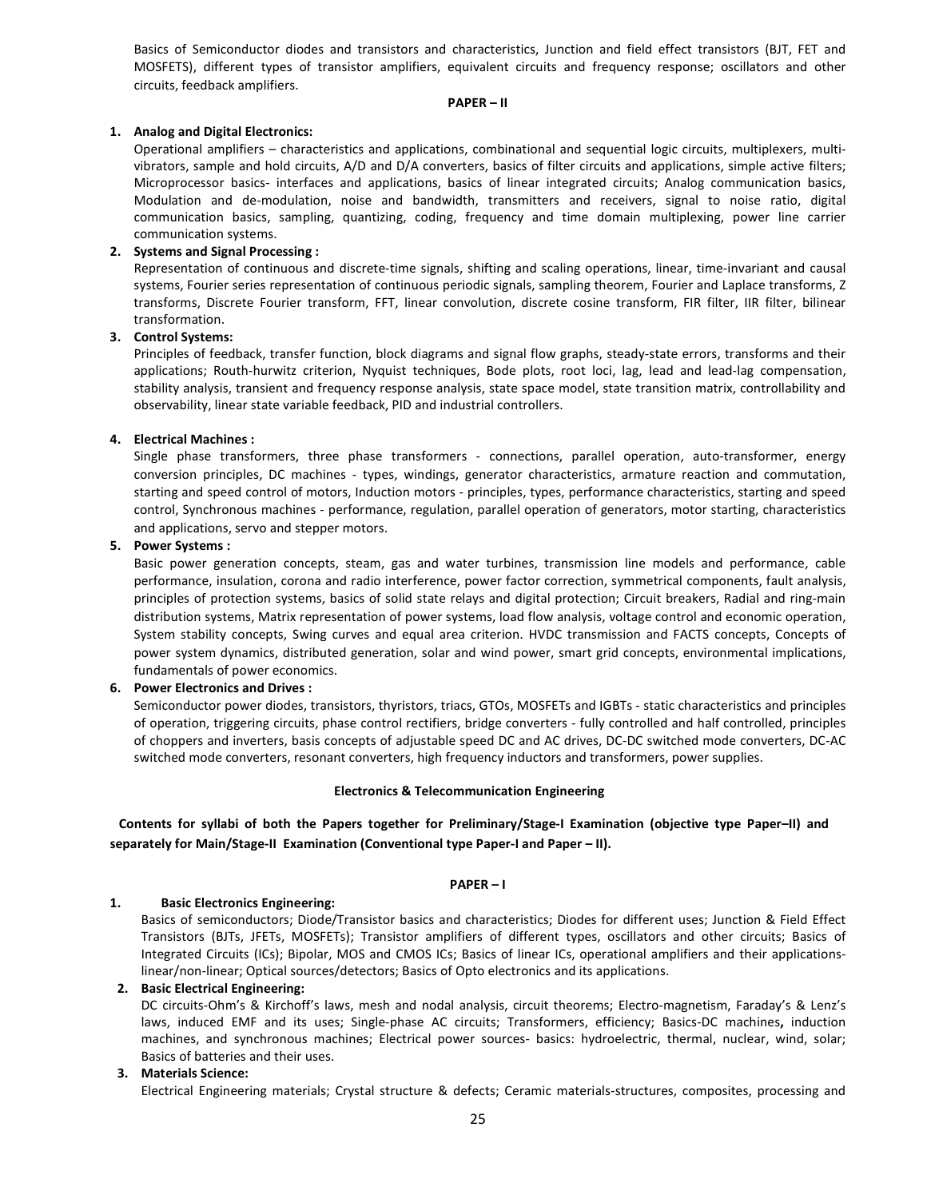Basics of Semiconductor diodes and transistors and characteristics, Junction and field effect transistors (BJT, FET and MOSFETS), different types of transistor amplifiers, equivalent circuits and frequency response; oscillators and other circuits, feedback amplifiers.

**PAPER – II**

**1. Analog and Digital Electronics:**

Operational amplifiers – characteristics and applications, combinational and sequential logic circuits, multiplexers, multi-vibrators, sample and hold circuits, A/D and D/A converters, basics of filter circuits and applications, simple active filters; Microprocessor basics- interfaces and applications, basics of linear integrated circuits; Analog communication basics, Modulation and de-modulation, noise and bandwidth, transmitters and receivers, signal to noise ratio, digital communication basics, sampling, quantizing, coding, frequency and time domain multiplexing, power line carrier communication systems.

**2. Systems and Signal Processing :**

Representation of continuous and discrete-time signals, shifting and scaling operations, linear, time-invariant and causal systems, Fourier series representation of continuous periodic signals, sampling theorem, Fourier and Laplace transforms, Z transforms, Discrete Fourier transform, FFT, linear convolution, discrete cosine transform, FIR filter, IIR filter, bilinear transformation.

**3. Control Systems:**

Principles of feedback, transfer function, block diagrams and signal flow graphs, steady-state errors, transforms and their applications; Routh-hurwitz criterion, Nyquist techniques, Bode plots, root loci, lag, lead and lead-lag compensation, stability analysis, transient and frequency response analysis, state space model, state transition matrix, controllability and observability, linear state variable feedback, PID and industrial controllers.

**4. Electrical Machines :**

Single phase transformers, three phase transformers - connections, parallel operation, auto-transformer, energy conversion principles, DC machines - types, windings, generator characteristics, armature reaction and commutation, starting and speed control of motors, Induction motors - principles, types, performance characteristics, starting and speed control, Synchronous machines - performance, regulation, parallel operation of generators, motor starting, characteristics and applications, servo and stepper motors.

**5. Power Systems :**

Basic power generation concepts, steam, gas and water turbines, transmission line models and performance, cable performance, insulation, corona and radio interference, power factor correction, symmetrical components, fault analysis, principles of protection systems, basics of solid state relays and digital protection; Circuit breakers, Radial and ring-main distribution systems, Matrix representation of power systems, load flow analysis, voltage control and economic operation, System stability concepts, Swing curves and equal area criterion. HVDC transmission and FACTS concepts, Concepts of power system dynamics, distributed generation, solar and wind power, smart grid concepts, environmental implications, fundamentals of power economics.

**6. Power Electronics and Drives :**

Semiconductor power diodes, transistors, thyristors, triacs, GTOs, MOSFETs and IGBTs - static characteristics and principles of operation, triggering circuits, phase control rectifiers, bridge converters - fully controlled and half controlled, principles of choppers and inverters, basis concepts of adjustable speed DC and AC drives, DC-DC switched mode converters, DC-AC switched mode converters, resonant converters, high frequency inductors and transformers, power supplies.

**Electronics & Telecommunication Engineering**

**Contents for syllabi of both the Papers together for Preliminary/Stage-I Examination (objective type Paper–II) and separately for Main/Stage-II Examination (Conventional type Paper-I and Paper – II).**

**PAPER – I**

**1. Basic Electronics Engineering:**

Basics of semiconductors; Diode/Transistor basics and characteristics; Diodes for different uses; Junction & Field Effect Transistors (BJTs, JFETs, MOSFETs); Transistor amplifiers of different types, oscillators and other circuits; Basics of Integrated Circuits (ICs); Bipolar, MOS and CMOS ICs; Basics of linear ICs, operational amplifiers and their applications-linear/non-linear; Optical sources/detectors; Basics of Opto electronics and its applications.

**2. Basic Electrical Engineering:**

DC circuits-Ohm's & Kirchoff's laws, mesh and nodal analysis, circuit theorems; Electro-magnetism, Faraday's & Lenz's laws, induced EMF and its uses; Single-phase AC circuits; Transformers, efficiency; Basics-DC machines**,** induction machines, and synchronous machines; Electrical power sources- basics: hydroelectric, thermal, nuclear, wind, solar; Basics of batteries and their uses.

**3. Materials Science:**

Electrical Engineering materials; Crystal structure & defects; Ceramic materials-structures, composites, processing and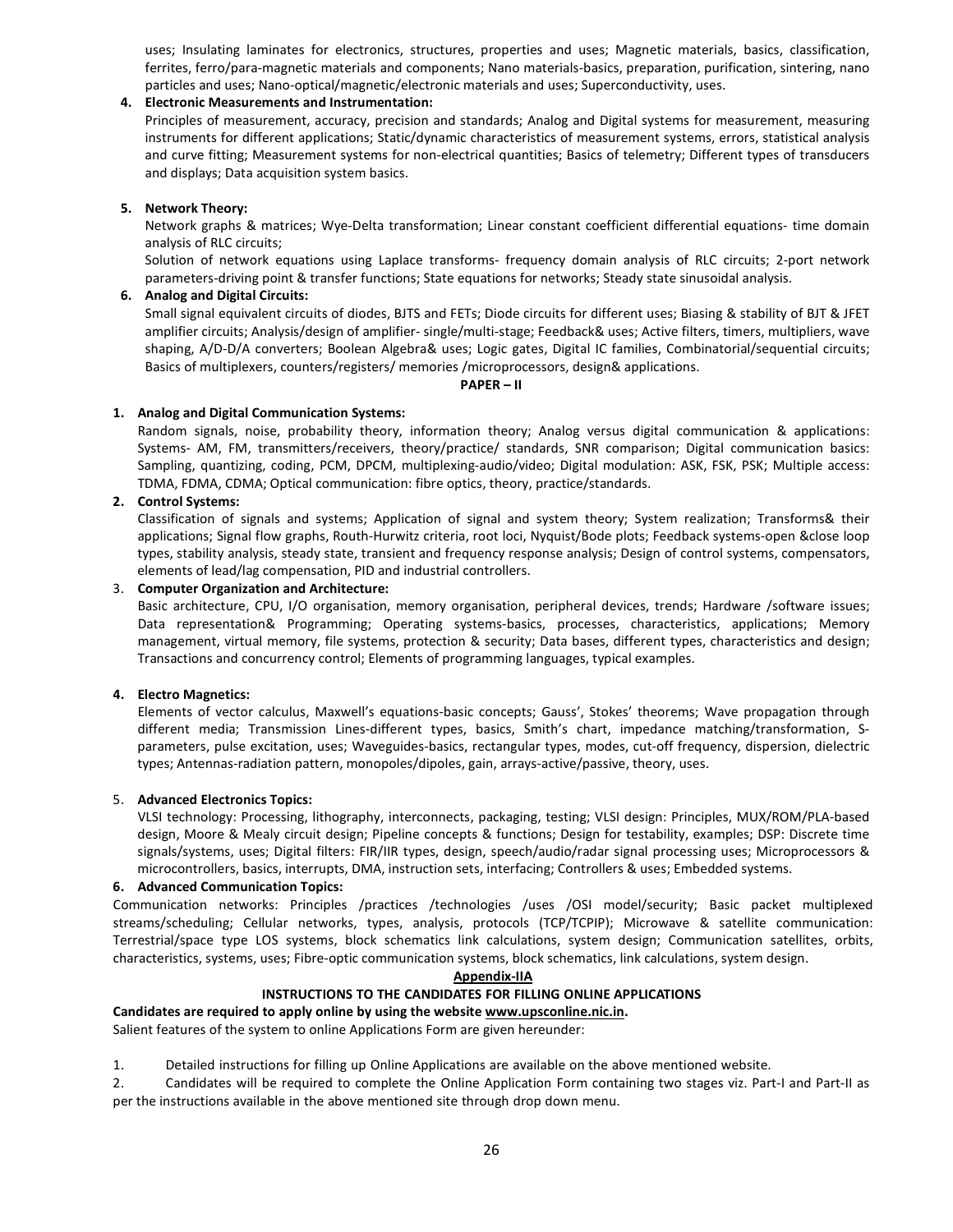uses; Insulating laminates for electronics, structures, properties and uses; Magnetic materials, basics, classification, ferrites, ferro/para-magnetic materials and components; Nano materials-basics, preparation, purification, sintering, nano particles and uses; Nano-optical/magnetic/electronic materials and uses; Superconductivity, uses.

**4. Electronic Measurements and Instrumentation:**

Principles of measurement, accuracy, precision and standards; Analog and Digital systems for measurement, measuring instruments for different applications; Static/dynamic characteristics of measurement systems, errors, statistical analysis and curve fitting; Measurement systems for non-electrical quantities; Basics of telemetry; Different types of transducers and displays; Data acquisition system basics.

**5. Network Theory:**

Network graphs & matrices; Wye-Delta transformation; Linear constant coefficient differential equations- time domain analysis of RLC circuits;

Solution of network equations using Laplace transforms- frequency domain analysis of RLC circuits; 2-port network parameters-driving point & transfer functions; State equations for networks; Steady state sinusoidal analysis.

**6. Analog and Digital Circuits:**

Small signal equivalent circuits of diodes, BJTS and FETs; Diode circuits for different uses; Biasing & stability of BJT & JFET amplifier circuits; Analysis/design of amplifier- single/multi-stage; Feedback& uses; Active filters, timers, multipliers, wave shaping, A/D-D/A converters; Boolean Algebra& uses; Logic gates, Digital IC families, Combinatorial/sequential circuits; Basics of multiplexers, counters/registers/ memories /microprocessors, design& applications.

**PAPER – II**

**1. Analog and Digital Communication Systems:**

Random signals, noise, probability theory, information theory; Analog versus digital communication & applications: Systems- AM, FM, transmitters/receivers, theory/practice/ standards, SNR comparison; Digital communication basics: Sampling, quantizing, coding, PCM, DPCM, multiplexing-audio/video; Digital modulation: ASK, FSK, PSK; Multiple access: TDMA, FDMA, CDMA; Optical communication: fibre optics, theory, practice/standards.

**2. Control Systems:**

Classification of signals and systems; Application of signal and system theory; System realization; Transforms& their applications; Signal flow graphs, Routh-Hurwitz criteria, root loci, Nyquist/Bode plots; Feedback systems-open &close loop types, stability analysis, steady state, transient and frequency response analysis; Design of control systems, compensators, elements of lead/lag compensation, PID and industrial controllers.

3. **Computer Organization and Architecture:**

Basic architecture, CPU, I/O organisation, memory organisation, peripheral devices, trends; Hardware /software issues; Data representation& Programming; Operating systems-basics, processes, characteristics, applications; Memory management, virtual memory, file systems, protection & security; Data bases, different types, characteristics and design; Transactions and concurrency control; Elements of programming languages, typical examples.

**4. Electro Magnetics:**

Elements of vector calculus, Maxwell's equations-basic concepts; Gauss', Stokes' theorems; Wave propagation through different media; Transmission Lines-different types, basics, Smith's chart, impedance matching/transformation, S-parameters, pulse excitation, uses; Waveguides-basics, rectangular types, modes, cut-off frequency, dispersion, dielectric types; Antennas-radiation pattern, monopoles/dipoles, gain, arrays-active/passive, theory, uses.

5. **Advanced Electronics Topics:**

VLSI technology: Processing, lithography, interconnects, packaging, testing; VLSI design: Principles, MUX/ROM/PLA-based design, Moore & Mealy circuit design; Pipeline concepts & functions; Design for testability, examples; DSP: Discrete time signals/systems, uses; Digital filters: FIR/IIR types, design, speech/audio/radar signal processing uses; Microprocessors & microcontrollers, basics, interrupts, DMA, instruction sets, interfacing; Controllers & uses; Embedded systems.

**6. Advanced Communication Topics:**

Communication networks: Principles /practices /technologies /uses /OSI model/security; Basic packet multiplexed streams/scheduling; Cellular networks, types, analysis, protocols (TCP/TCPIP); Microwave & satellite communication: Terrestrial/space type LOS systems, block schematics link calculations, system design; Communication satellites, orbits, characteristics, systems, uses; Fibre-optic communication systems, block schematics, link calculations, system design.

**Appendix-IIA**

**INSTRUCTIONS TO THE CANDIDATES FOR FILLING ONLINE APPLICATIONS**

**Candidates are required to apply online by using the website www.upsconline.nic.in.**

Salient features of the system to online Applications Form are given hereunder:

1. Detailed instructions for filling up Online Applications are available on the above mentioned website.
2. Candidates will be required to complete the Online Application Form containing two stages viz. Part-I and Part-II as per the instructions available in the above mentioned site through drop down menu.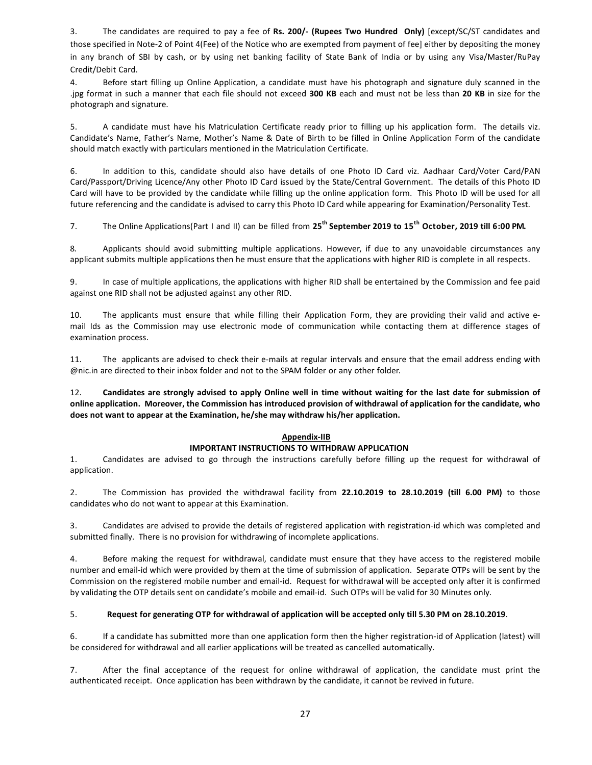3. The candidates are required to pay a fee of **Rs. 200/- (Rupees Two Hundred Only)** [except/SC/ST candidates and those specified in Note-2 of Point 4(Fee) of the Notice who are exempted from payment of fee] either by depositing the money in any branch of SBI by cash, or by using net banking facility of State Bank of India or by using any Visa/Master/RuPay Credit/Debit Card.

4. Before start filling up Online Application, a candidate must have his photograph and signature duly scanned in the .jpg format in such a manner that each file should not exceed **300 KB** each and must not be less than **20 KB** in size for the photograph and signature.

5. A candidate must have his Matriculation Certificate ready prior to filling up his application form. The details viz. Candidate's Name, Father's Name, Mother's Name & Date of Birth to be filled in Online Application Form of the candidate should match exactly with particulars mentioned in the Matriculation Certificate.

6. In addition to this, candidate should also have details of one Photo ID Card viz. Aadhaar Card/Voter Card/PAN Card/Passport/Driving Licence/Any other Photo ID Card issued by the State/Central Government. The details of this Photo ID Card will have to be provided by the candidate while filling up the online application form. This Photo ID will be used for all future referencing and the candidate is advised to carry this Photo ID Card while appearing for Examination/Personality Test.

7. The Online Applications(Part I and II) can be filled from **25th September 2019 to 15th October, 2019 till 6:00 PM.**

8. Applicants should avoid submitting multiple applications. However, if due to any unavoidable circumstances any applicant submits multiple applications then he must ensure that the applications with higher RID is complete in all respects.

9. In case of multiple applications, the applications with higher RID shall be entertained by the Commission and fee paid against one RID shall not be adjusted against any other RID.

10. The applicants must ensure that while filling their Application Form, they are providing their valid and active e-mail Ids as the Commission may use electronic mode of communication while contacting them at difference stages of examination process.

11. The applicants are advised to check their e-mails at regular intervals and ensure that the email address ending with @nic.in are directed to their inbox folder and not to the SPAM folder or any other folder.

12. **Candidates are strongly advised to apply Online well in time without waiting for the last date for submission of online application. Moreover, the Commission has introduced provision of withdrawal of application for the candidate, who does not want to appear at the Examination, he/she may withdraw his/her application.**

## Appendix-IIB

### IMPORTANT INSTRUCTIONS TO WITHDRAW APPLICATION

1. Candidates are advised to go through the instructions carefully before filling up the request for withdrawal of application.

2. The Commission has provided the withdrawal facility from **22.10.2019 to 28.10.2019 (till 6.00 PM)** to those candidates who do not want to appear at this Examination.

3. Candidates are advised to provide the details of registered application with registration-id which was completed and submitted finally. There is no provision for withdrawing of incomplete applications.

4. Before making the request for withdrawal, candidate must ensure that they have access to the registered mobile number and email-id which were provided by them at the time of submission of application. Separate OTPs will be sent by the Commission on the registered mobile number and email-id. Request for withdrawal will be accepted only after it is confirmed by validating the OTP details sent on candidate's mobile and email-id. Such OTPs will be valid for 30 Minutes only.

5. **Request for generating OTP for withdrawal of application will be accepted only till 5.30 PM on 28.10.2019**.

6. If a candidate has submitted more than one application form then the higher registration-id of Application (latest) will be considered for withdrawal and all earlier applications will be treated as cancelled automatically.

7. After the final acceptance of the request for online withdrawal of application, the candidate must print the authenticated receipt. Once application has been withdrawn by the candidate, it cannot be revived in future.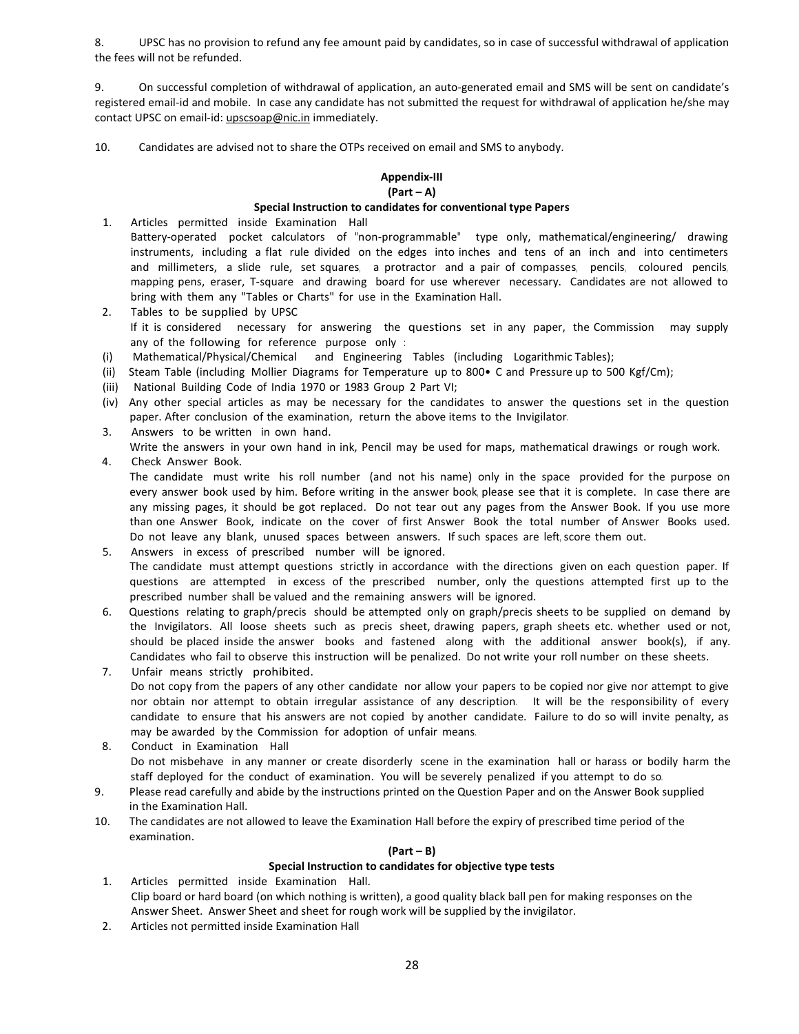8. UPSC has no provision to refund any fee amount paid by candidates, so in case of successful withdrawal of application the fees will not be refunded.

9. On successful completion of withdrawal of application, an auto-generated email and SMS will be sent on candidate's registered email-id and mobile. In case any candidate has not submitted the request for withdrawal of application he/she may contact UPSC on email-id: upscsoap@nic.in immediately.

10. Candidates are advised not to share the OTPs received on email and SMS to anybody.

## Appendix-III

### (Part – A)

### Special Instruction to candidates for conventional type Papers

1. Articles permitted inside Examination Hall

   Battery-operated pocket calculators of "non-programmable" type only, mathematical/engineering/ drawing instruments, including a flat rule divided on the edges into inches and tens of an inch and into centimeters and millimeters, a slide rule, set squares, a protractor and a pair of compasses, pencils, coloured pencils, mapping pens, eraser, T-square and drawing board for use wherever necessary. Candidates are not allowed to bring with them any "Tables or Charts" for use in the Examination Hall.

2. Tables to be supplied by UPSC

   If it is considered necessary for answering the questions set in any paper, the Commission may supply any of the following for reference purpose only :

   (i) Mathematical/Physical/Chemical and Engineering Tables (including Logarithmic Tables);

   (ii) Steam Table (including Mollier Diagrams for Temperature up to 800• C and Pressure up to 500 Kgf/Cm);

   (iii) National Building Code of India 1970 or 1983 Group 2 Part VI;

   (iv) Any other special articles as may be necessary for the candidates to answer the questions set in the question paper. After conclusion of the examination, return the above items to the Invigilator.

3. Answers to be written in own hand.

   Write the answers in your own hand in ink, Pencil may be used for maps, mathematical drawings or rough work.

4. Check Answer Book.

   The candidate must write his roll number (and not his name) only in the space provided for the purpose on every answer book used by him. Before writing in the answer book, please see that it is complete. In case there are any missing pages, it should be got replaced. Do not tear out any pages from the Answer Book. If you use more than one Answer Book, indicate on the cover of first Answer Book the total number of Answer Books used. Do not leave any blank, unused spaces between answers. If such spaces are left, score them out.

5. Answers in excess of prescribed number will be ignored.

   The candidate must attempt questions strictly in accordance with the directions given on each question paper. If questions are attempted in excess of the prescribed number, only the questions attempted first up to the prescribed number shall be valued and the remaining answers will be ignored.

6. Questions relating to graph/precis should be attempted only on graph/precis sheets to be supplied on demand by the Invigilators. All loose sheets such as precis sheet, drawing papers, graph sheets etc. whether used or not, should be placed inside the answer books and fastened along with the additional answer book(s), if any. Candidates who fail to observe this instruction will be penalized. Do not write your roll number on these sheets.

7. Unfair means strictly prohibited.

   Do not copy from the papers of any other candidate nor allow your papers to be copied nor give nor attempt to give nor obtain nor attempt to obtain irregular assistance of any description. It will be the responsibility of every candidate to ensure that his answers are not copied by another candidate. Failure to do so will invite penalty, as may be awarded by the Commission for adoption of unfair means.

8. Conduct in Examination Hall

   Do not misbehave in any manner or create disorderly scene in the examination hall or harass or bodily harm the staff deployed for the conduct of examination. You will be severely penalized if you attempt to do so.

9. Please read carefully and abide by the instructions printed on the Question Paper and on the Answer Book supplied in the Examination Hall.

10. The candidates are not allowed to leave the Examination Hall before the expiry of prescribed time period of the examination.

### (Part – B)

### Special Instruction to candidates for objective type tests

1. Articles permitted inside Examination Hall.

   Clip board or hard board (on which nothing is written), a good quality black ball pen for making responses on the Answer Sheet. Answer Sheet and sheet for rough work will be supplied by the invigilator.

2. Articles not permitted inside Examination Hall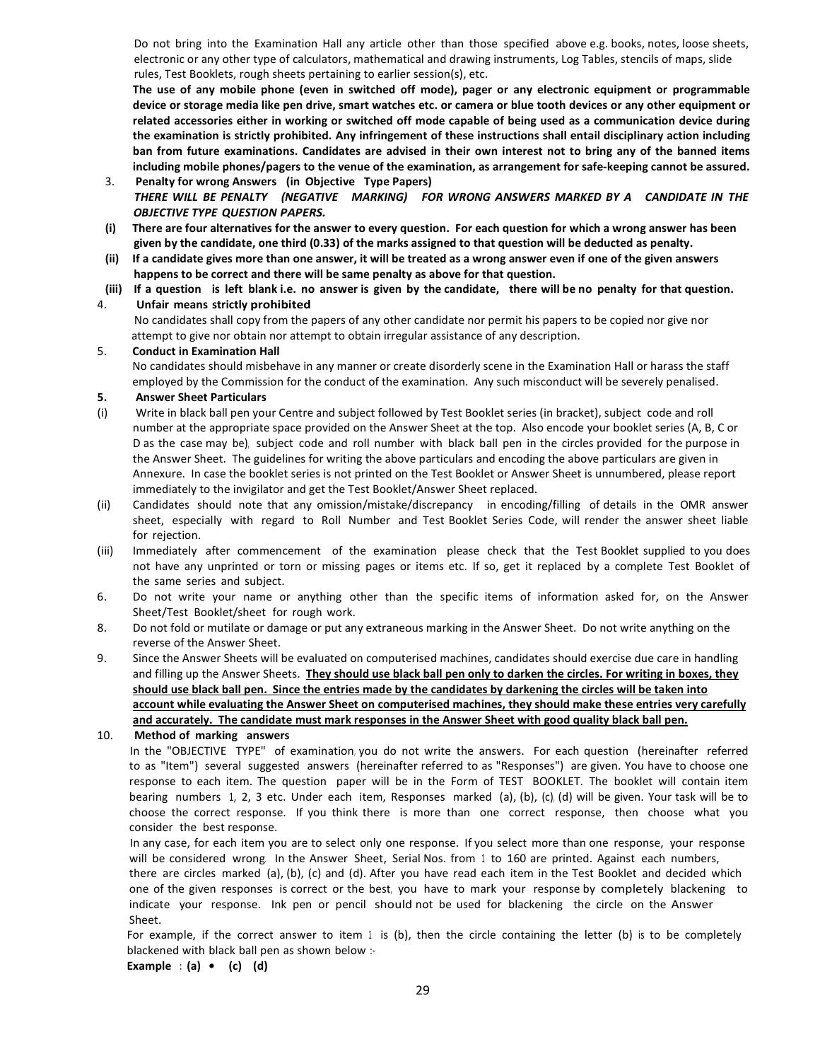Do not bring into the Examination Hall any article other than those specified above e.g. books, notes, loose sheets, electronic or any other type of calculators, mathematical and drawing instruments, Log Tables, stencils of maps, slide rules, Test Booklets, rough sheets pertaining to earlier session(s), etc.

**The use of any mobile phone (even in switched off mode), pager or any electronic equipment or programmable device or storage media like pen drive, smart watches etc. or camera or blue tooth devices or any other equipment or related accessories either in working or switched off mode capable of being used as a communication device during the examination is strictly prohibited. Any infringement of these instructions shall entail disciplinary action including ban from future examinations. Candidates are advised in their own interest not to bring any of the banned items including mobile phones/pagers to the venue of the examination, as arrangement for safe-keeping cannot be assured.**

3. **Penalty for wrong Answers (in Objective Type Papers)**

   ***THERE WILL BE PENALTY (NEGATIVE MARKING) FOR WRONG ANSWERS MARKED BY A CANDIDATE IN THE OBJECTIVE TYPE QUESTION PAPERS.***

   **(i) There are four alternatives for the answer to every question. For each question for which a wrong answer has been given by the candidate, one third (0.33) of the marks assigned to that question will be deducted as penalty.**

   **(ii) If a candidate gives more than one answer, it will be treated as a wrong answer even if one of the given answers happens to be correct and there will be same penalty as above for that question.**

   **(iii) If a question is left blank i.e. no answer is given by the candidate, there will be no penalty for that question.**

4. **Unfair means strictly prohibited**

   No candidates shall copy from the papers of any other candidate nor permit his papers to be copied nor give nor attempt to give nor obtain nor attempt to obtain irregular assistance of any description.

5. **Conduct in Examination Hall**

   No candidates should misbehave in any manner or create disorderly scene in the Examination Hall or harass the staff employed by the Commission for the conduct of the examination. Any such misconduct will be severely penalised.

5. **Answer Sheet Particulars**

   (i) Write in black ball pen your Centre and subject followed by Test Booklet series (in bracket), subject code and roll number at the appropriate space provided on the Answer Sheet at the top. Also encode your booklet series (A, B, C or D as the case may be), subject code and roll number with black ball pen in the circles provided for the purpose in the Answer Sheet. The guidelines for writing the above particulars and encoding the above particulars are given in Annexure. In case the booklet series is not printed on the Test Booklet or Answer Sheet is unnumbered, please report immediately to the invigilator and get the Test Booklet/Answer Sheet replaced.

   (ii) Candidates should note that any omission/mistake/discrepancy in encoding/filling of details in the OMR answer sheet, especially with regard to Roll Number and Test Booklet Series Code, will render the answer sheet liable for rejection.

   (iii) Immediately after commencement of the examination please check that the Test Booklet supplied to you does not have any unprinted or torn or missing pages or items etc. If so, get it replaced by a complete Test Booklet of the same series and subject.

6. Do not write your name or anything other than the specific items of information asked for, on the Answer Sheet/Test Booklet/sheet for rough work.

8. Do not fold or mutilate or damage or put any extraneous marking in the Answer Sheet. Do not write anything on the reverse of the Answer Sheet.

9. Since the Answer Sheets will be evaluated on computerised machines, candidates should exercise due care in handling and filling up the Answer Sheets. **<u>They should use black ball pen only to darken the circles. For writing in boxes, they should use black ball pen. Since the entries made by the candidates by darkening the circles will be taken into account while evaluating the Answer Sheet on computerised machines, they should make these entries very carefully and accurately. The candidate must mark responses in the Answer Sheet with good quality black ball pen.</u>**

10. **Method of marking answers**

    In the "OBJECTIVE TYPE" of examination, you do not write the answers. For each question (hereinafter referred to as "Item") several suggested answers (hereinafter referred to as "Responses") are given. You have to choose one response to each item. The question paper will be in the Form of TEST BOOKLET. The booklet will contain item bearing numbers 1, 2, 3 etc. Under each item, Responses marked (a), (b), (c), (d) will be given. Your task will be to choose the correct response. If you think there is more than one correct response, then choose what you consider the best response.

    In any case, for each item you are to select only one response. If you select more than one response, your response will be considered wrong. In the Answer Sheet, Serial Nos. from 1 to 160 are printed. Against each numbers, there are circles marked (a), (b), (c) and (d). After you have read each item in the Test Booklet and decided which one of the given responses is correct or the best, you have to mark your response by completely blackening to indicate your response. Ink pen or pencil should not be used for blackening the circle on the Answer Sheet.

    For example, if the correct answer to item 1 is (b), then the circle containing the letter (b) is to be completely blackened with black ball pen as shown below :-

    **Example : (a) • (c) (d)**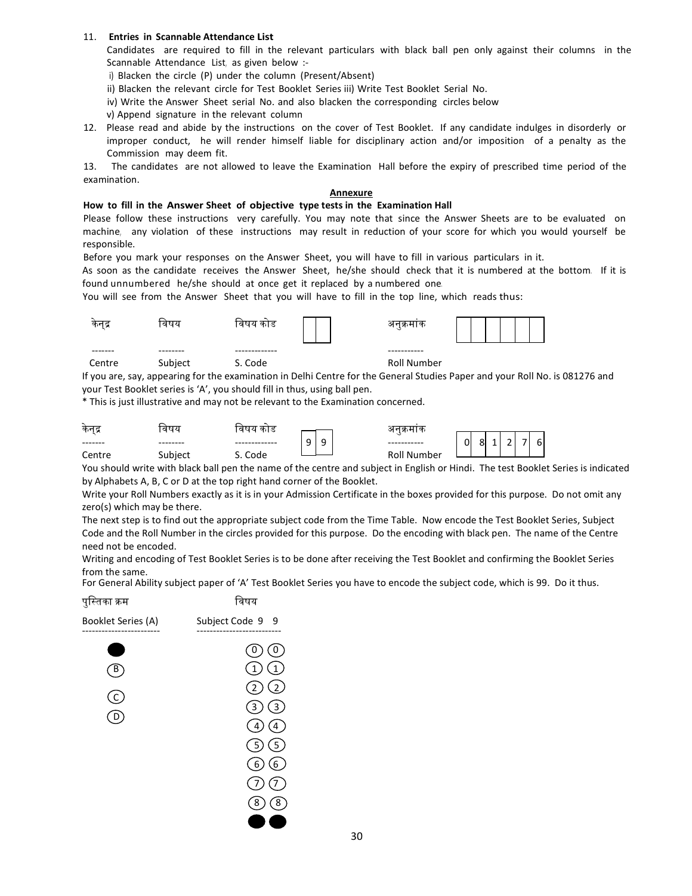11. **Entries in Scannable Attendance List**

    Candidates are required to fill in the relevant particulars with black ball pen only against their columns in the Scannable Attendance List, as given below :-

    i) Blacken the circle (P) under the column (Present/Absent)

    ii) Blacken the relevant circle for Test Booklet Series iii) Write Test Booklet Serial No.

    iv) Write the Answer Sheet serial No. and also blacken the corresponding circles below

    v) Append signature in the relevant column

12. Please read and abide by the instructions on the cover of Test Booklet. If any candidate indulges in disorderly or improper conduct, he will render himself liable for disciplinary action and/or imposition of a penalty as the Commission may deem fit.

13. The candidates are not allowed to leave the Examination Hall before the expiry of prescribed time period of the examination.

## Annexure

**How to fill in the Answer Sheet of objective type tests in the Examination Hall**

Please follow these instructions very carefully. You may note that since the Answer Sheets are to be evaluated on machine, any violation of these instructions may result in reduction of your score for which you would yourself be responsible.

Before you mark your responses on the Answer Sheet, you will have to fill in various particulars in it.

As soon as the candidate receives the Answer Sheet, he/she should check that it is numbered at the bottom. If it is found unnumbered he/she should at once get it replaced by a numbered one.

You will see from the Answer Sheet that you will have to fill in the top line, which reads thus:

| केन्द्र | विषय | विषय कोड | | अनुक्रमांक | |
|---|---|---|---|---|---|
| ------- | -------- | ------------- | | ----------- | |
| Centre | Subject | S. Code | [ ][ ] | Roll Number | [ ][ ][ ][ ][ ][ ] |

If you are, say, appearing for the examination in Delhi Centre for the General Studies Paper and your Roll No. is 081276 and your Test Booklet series is 'A', you should fill in thus, using ball pen.

\* This is just illustrative and may not be relevant to the Examination concerned.

| केन्द्र | विषय | विषय कोड | | अनुक्रमांक | |
|---|---|---|---|---|---|
| ------- | -------- | ------------- | | ----------- | |
| Centre | Subject | S. Code | 9 9 | Roll Number | 0 8 1 2 7 6 |

You should write with black ball pen the name of the centre and subject in English or Hindi. The test Booklet Series is indicated by Alphabets A, B, C or D at the top right hand corner of the Booklet.

Write your Roll Numbers exactly as it is in your Admission Certificate in the boxes provided for this purpose. Do not omit any zero(s) which may be there.

The next step is to find out the appropriate subject code from the Time Table. Now encode the Test Booklet Series, Subject Code and the Roll Number in the circles provided for this purpose. Do the encoding with black pen. The name of the Centre need not be encoded.

Writing and encoding of Test Booklet Series is to be done after receiving the Test Booklet and confirming the Booklet Series from the same.

For General Ability subject paper of 'A' Test Booklet Series you have to encode the subject code, which is 99. Do it thus.

| पुस्तिका क्रम | विषय | |
|---|---|---|
| Booklet Series (A) | Subject Code 9 | 9 |
| ● | 0 | 0 |
| B | 1 | 1 |
| C | 2 | 2 |
| D | 3 | 3 |
| | 4 | 4 |
| | 5 | 5 |
| | 6 | 6 |
| | 7 | 7 |
| | 8 | 8 |
| | ● | ● |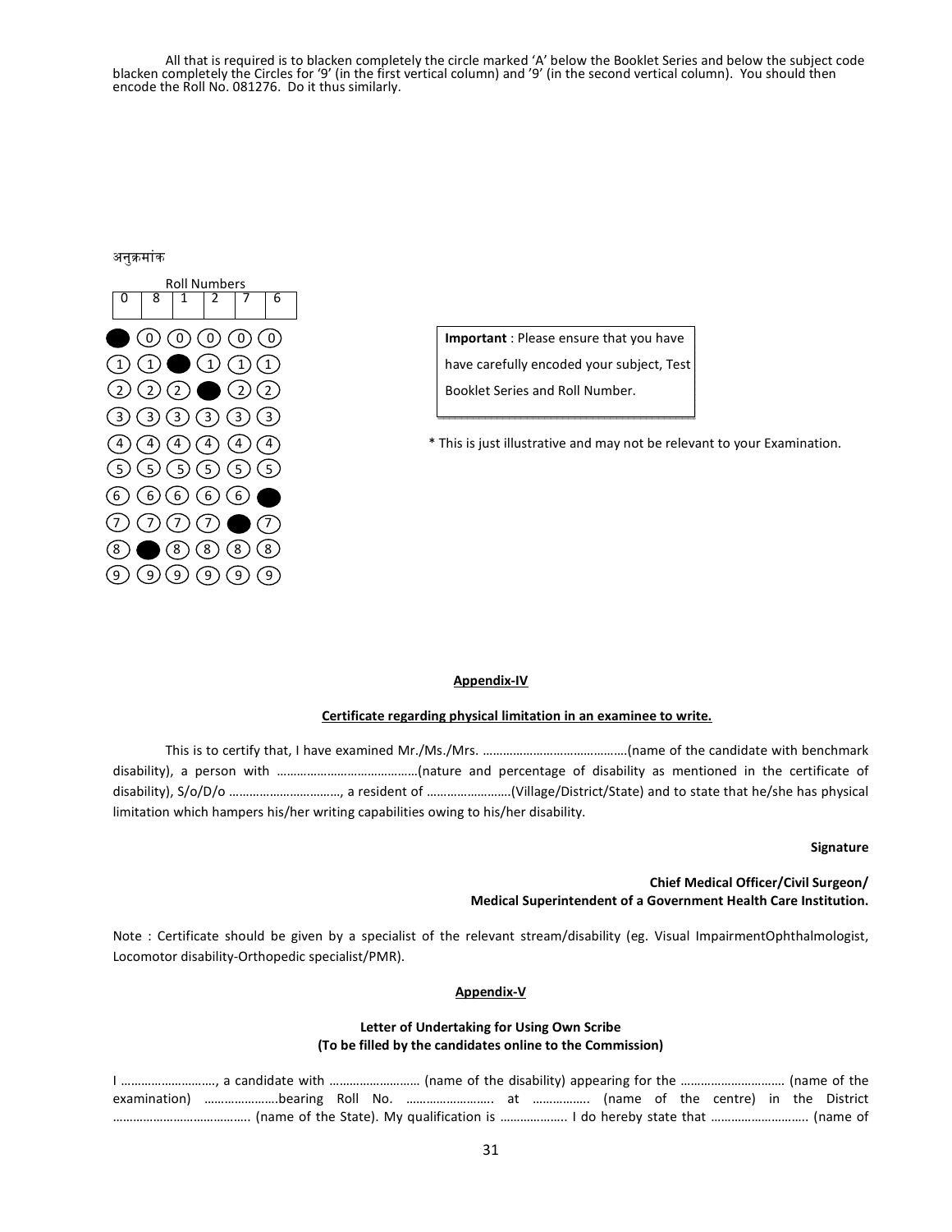All that is required is to blacken completely the circle marked 'A' below the Booklet Series and below the subject code blacken completely the Circles for '9' (in the first vertical column) and '9' (in the second vertical column). You should then encode the Roll No. 081276. Do it thus similarly.

अनुक्रमांक

Roll Numbers

| 0 | 8 | 1 | 2 | 7 | 6 |
|---|---|---|---|---|---|
| ● | 0 | 0 | 0 | 0 | 0 |
| 1 | 1 | ● | 1 | 1 | 1 |
| 2 | 2 | 2 | ● | 2 | 2 |
| 3 | 3 | 3 | 3 | 3 | 3 |
| 4 | 4 | 4 | 4 | 4 | 4 |
| 5 | 5 | 5 | 5 | 5 | 5 |
| 6 | 6 | 6 | 6 | 6 | ● |
| 7 | 7 | 7 | 7 | ● | 7 |
| 8 | ● | 8 | 8 | 8 | 8 |
| 9 | 9 | 9 | 9 | 9 | 9 |

**Important** : Please ensure that you have have carefully encoded your subject, Test Booklet Series and Roll Number.

\* This is just illustrative and may not be relevant to your Examination.

## Appendix-IV

### Certificate regarding physical limitation in an examinee to write.

This is to certify that, I have examined Mr./Ms./Mrs. ……………………………………(name of the candidate with benchmark disability), a person with ……………………………………(nature and percentage of disability as mentioned in the certificate of disability), S/o/D/o ……………………………, a resident of ……………………(Village/District/State) and to state that he/she has physical limitation which hampers his/her writing capabilities owing to his/her disability.

**Signature**

**Chief Medical Officer/Civil Surgeon/**
**Medical Superintendent of a Government Health Care Institution.**

Note : Certificate should be given by a specialist of the relevant stream/disability (eg. Visual ImpairmentOphthalmologist, Locomotor disability-Orthopedic specialist/PMR).

## Appendix-V

### Letter of Undertaking for Using Own Scribe
### (To be filled by the candidates online to the Commission)

I ………………………, a candidate with …………………… (name of the disability) appearing for the ………………………… (name of the examination) ………………….bearing Roll No. …………………….. at ……………. (name of the centre) in the District ……………………………….. (name of the State). My qualification is ………………. I do hereby state that ………………………. (name of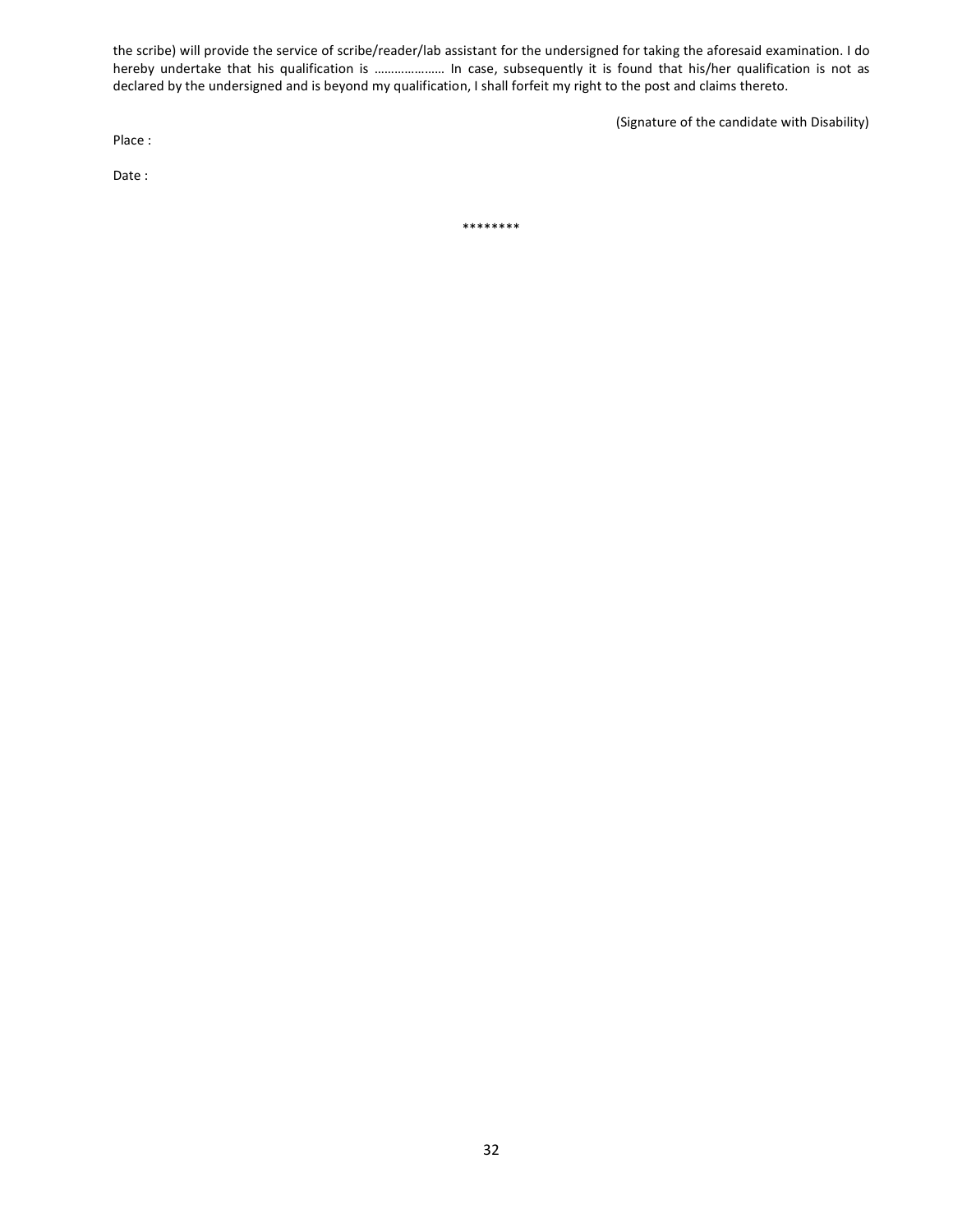the scribe) will provide the service of scribe/reader/lab assistant for the undersigned for taking the aforesaid examination. I do hereby undertake that his qualification is ………………… In case, subsequently it is found that his/her qualification is not as declared by the undersigned and is beyond my qualification, I shall forfeit my right to the post and claims thereto.

(Signature of the candidate with Disability)

Place :

Date :

********